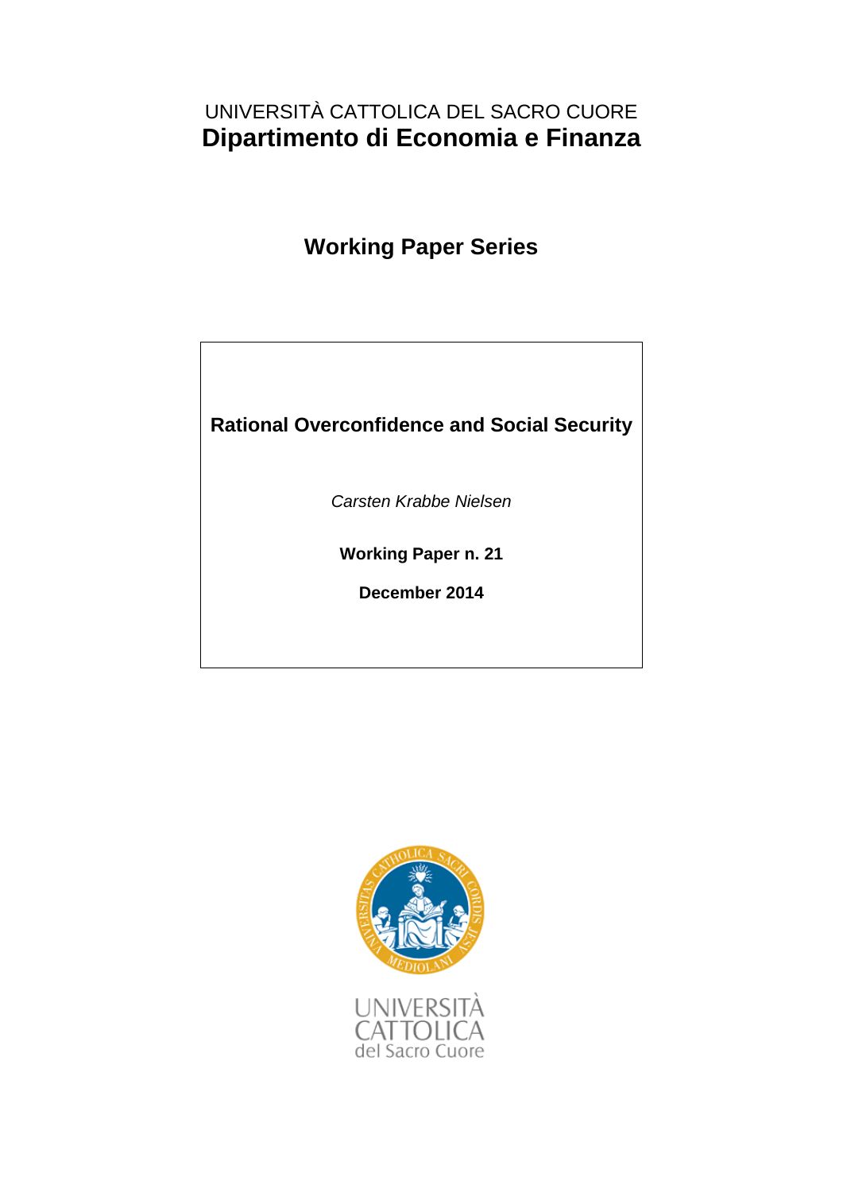UNIVERSITÀ CATTOLICA DEL SACRO CUORE

**Dipartimento di Economia e Finanza**

## Working Paper Series

**Rational Overconfidence and Social Security**

*Carsten Krabbe Nielsen*

**Working Paper n. 21**

**December 2014**

UNIVERSITÀ CATTOLICA del Sacro Cuore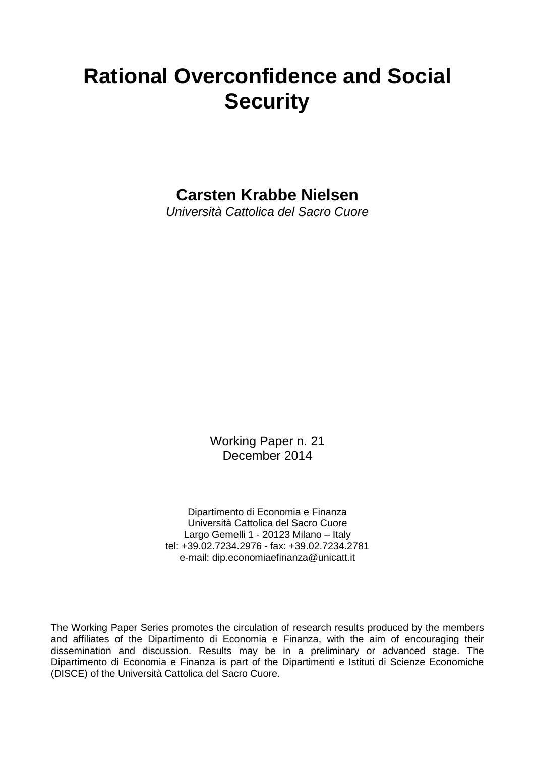# Rational Overconfidence and Social Security

**Carsten Krabbe Nielsen**
*Università Cattolica del Sacro Cuore*

Working Paper n. 21
December 2014

Dipartimento di Economia e Finanza
Università Cattolica del Sacro Cuore
Largo Gemelli 1 - 20123 Milano – Italy
tel: +39.02.7234.2976 - fax: +39.02.7234.2781
e-mail: dip.economiaefinanza@unicatt.it

The Working Paper Series promotes the circulation of research results produced by the members and affiliates of the Dipartimento di Economia e Finanza, with the aim of encouraging their dissemination and discussion. Results may be in a preliminary or advanced stage. The Dipartimento di Economia e Finanza is part of the Dipartimenti e Istituti di Scienze Economiche (DISCE) of the Università Cattolica del Sacro Cuore.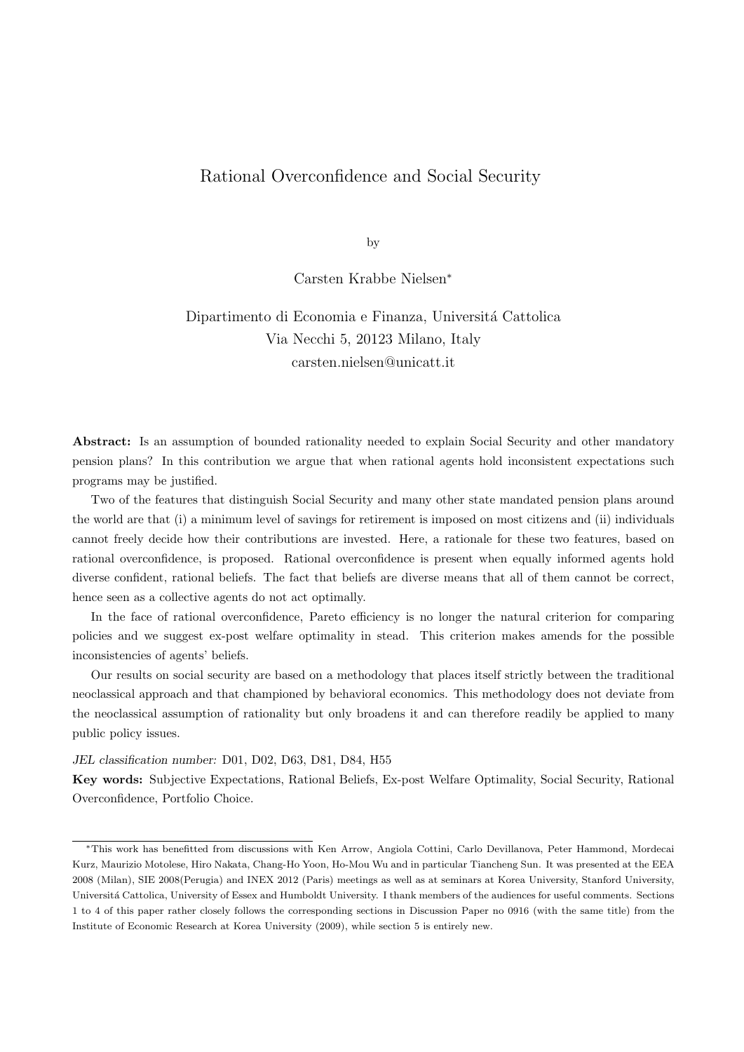# Rational Overconfidence and Social Security

by

Carsten Krabbe Nielsen*

Dipartimento di Economia e Finanza, Universitá Cattolica
Via Necchi 5, 20123 Milano, Italy
carsten.nielsen@unicatt.it

**Abstract:** Is an assumption of bounded rationality needed to explain Social Security and other mandatory pension plans? In this contribution we argue that when rational agents hold inconsistent expectations such programs may be justified.

Two of the features that distinguish Social Security and many other state mandated pension plans around the world are that (i) a minimum level of savings for retirement is imposed on most citizens and (ii) individuals cannot freely decide how their contributions are invested. Here, a rationale for these two features, based on rational overconfidence, is proposed. Rational overconfidence is present when equally informed agents hold diverse confident, rational beliefs. The fact that beliefs are diverse means that all of them cannot be correct, hence seen as a collective agents do not act optimally.

In the face of rational overconfidence, Pareto efficiency is no longer the natural criterion for comparing policies and we suggest ex-post welfare optimality in stead. This criterion makes amends for the possible inconsistencies of agents' beliefs.

Our results on social security are based on a methodology that places itself strictly between the traditional neoclassical approach and that championed by behavioral economics. This methodology does not deviate from the neoclassical assumption of rationality but only broadens it and can therefore readily be applied to many public policy issues.

*JEL classification number:* D01, D02, D63, D81, D84, H55

**Key words:** Subjective Expectations, Rational Beliefs, Ex-post Welfare Optimality, Social Security, Rational Overconfidence, Portfolio Choice.

---

*This work has benefitted from discussions with Ken Arrow, Angiola Cottini, Carlo Devillanova, Peter Hammond, Mordecai Kurz, Maurizio Motolese, Hiro Nakata, Chang-Ho Yoon, Ho-Mou Wu and in particular Tiancheng Sun. It was presented at the EEA 2008 (Milan), SIE 2008(Perugia) and INEX 2012 (Paris) meetings as well as at seminars at Korea University, Stanford University, Universitá Cattolica, University of Essex and Humboldt University. I thank members of the audiences for useful comments. Sections 1 to 4 of this paper rather closely follows the corresponding sections in Discussion Paper no 0916 (with the same title) from the Institute of Economic Research at Korea University (2009), while section 5 is entirely new.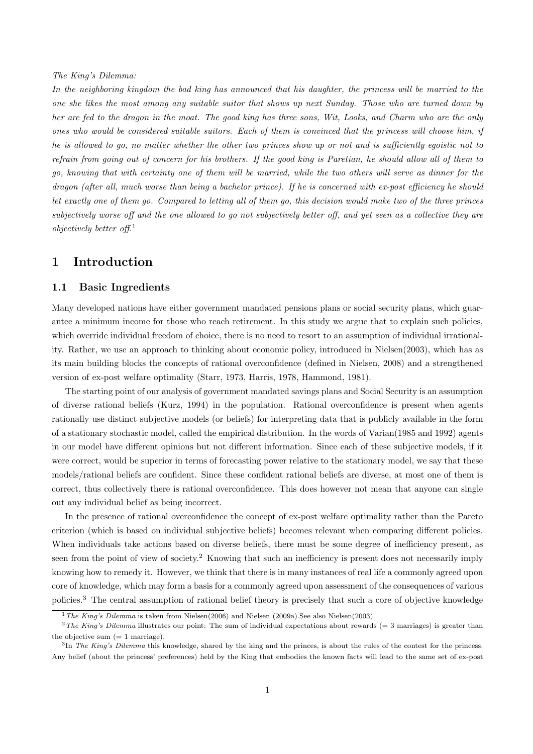*The King's Dilemma:*

*In the neighboring kingdom the bad king has announced that his daughter, the princess will be married to the one she likes the most among any suitable suitor that shows up next Sunday. Those who are turned down by her are fed to the dragon in the moat. The good king has three sons, Wit, Looks, and Charm who are the only ones who would be considered suitable suitors. Each of them is convinced that the princess will choose him, if he is allowed to go, no matter whether the other two princes show up or not and is sufficiently egoistic not to refrain from going out of concern for his brothers. If the good king is Paretian, he should allow all of them to go, knowing that with certainty one of them will be married, while the two others will serve as dinner for the dragon (after all, much worse than being a bachelor prince). If he is concerned with ex-post efficiency he should let exactly one of them go. Compared to letting all of them go, this decision would make two of the three princes subjectively worse off and the one allowed to go not subjectively better off, and yet seen as a collective they are objectively better off.*[1]

# 1 Introduction

## 1.1 Basic Ingredients

Many developed nations have either government mandated pensions plans or social security plans, which guarantee a minimum income for those who reach retirement. In this study we argue that to explain such policies, which override individual freedom of choice, there is no need to resort to an assumption of individual irrationality. Rather, we use an approach to thinking about economic policy, introduced in Nielsen(2003), which has as its main building blocks the concepts of rational overconfidence (defined in Nielsen, 2008) and a strengthened version of ex-post welfare optimality (Starr, 1973, Harris, 1978, Hammond, 1981).

The starting point of our analysis of government mandated savings plans and Social Security is an assumption of diverse rational beliefs (Kurz, 1994) in the population. Rational overconfidence is present when agents rationally use distinct subjective models (or beliefs) for interpreting data that is publicly available in the form of a stationary stochastic model, called the empirical distribution. In the words of Varian(1985 and 1992) agents in our model have different opinions but not different information. Since each of these subjective models, if it were correct, would be superior in terms of forecasting power relative to the stationary model, we say that these models/rational beliefs are confident. Since these confident rational beliefs are diverse, at most one of them is correct, thus collectively there is rational overconfidence. This does however not mean that anyone can single out any individual belief as being incorrect.

In the presence of rational overconfidence the concept of ex-post welfare optimality rather than the Pareto criterion (which is based on individual subjective beliefs) becomes relevant when comparing different policies. When individuals take actions based on diverse beliefs, there must be some degree of inefficiency present, as seen from the point of view of society.[2] Knowing that such an inefficiency is present does not necessarily imply knowing how to remedy it. However, we think that there is in many instances of real life a commonly agreed upon core of knowledge, which may form a basis for a commonly agreed upon assessment of the consequences of various policies.[3] The central assumption of rational belief theory is precisely that such a core of objective knowledge

[1] *The King's Dilemma* is taken from Nielsen(2006) and Nielsen (2009a).See also Nielsen(2003).

[2] *The King's Dilemma* illustrates our point: The sum of individual expectations about rewards (= 3 marriages) is greater than the objective sum (= 1 marriage).

[3] In *The King's Dilemma* this knowledge, shared by the king and the princes, is about the rules of the contest for the princess. Any belief (about the princess' preferences) held by the King that embodies the known facts will lead to the same set of ex-post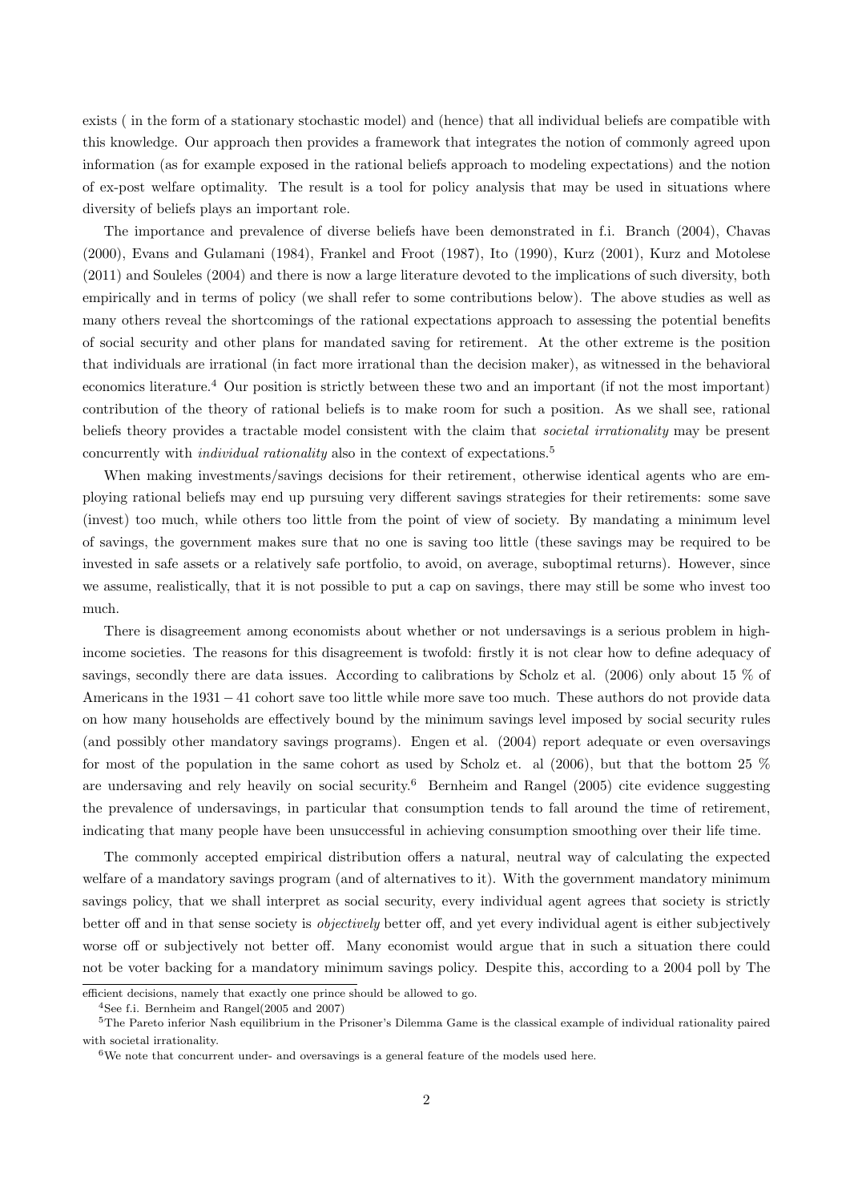exists ( in the form of a stationary stochastic model) and (hence) that all individual beliefs are compatible with this knowledge. Our approach then provides a framework that integrates the notion of commonly agreed upon information (as for example exposed in the rational beliefs approach to modeling expectations) and the notion of ex-post welfare optimality. The result is a tool for policy analysis that may be used in situations where diversity of beliefs plays an important role.

The importance and prevalence of diverse beliefs have been demonstrated in f.i. Branch (2004), Chavas (2000), Evans and Gulamani (1984), Frankel and Froot (1987), Ito (1990), Kurz (2001), Kurz and Motolese (2011) and Souleles (2004) and there is now a large literature devoted to the implications of such diversity, both empirically and in terms of policy (we shall refer to some contributions below). The above studies as well as many others reveal the shortcomings of the rational expectations approach to assessing the potential benefits of social security and other plans for mandated saving for retirement. At the other extreme is the position that individuals are irrational (in fact more irrational than the decision maker), as witnessed in the behavioral economics literature.[4] Our position is strictly between these two and an important (if not the most important) contribution of the theory of rational beliefs is to make room for such a position. As we shall see, rational beliefs theory provides a tractable model consistent with the claim that *societal irrationality* may be present concurrently with *individual rationality* also in the context of expectations.[5]

When making investments/savings decisions for their retirement, otherwise identical agents who are employing rational beliefs may end up pursuing very different savings strategies for their retirements: some save (invest) too much, while others too little from the point of view of society. By mandating a minimum level of savings, the government makes sure that no one is saving too little (these savings may be required to be invested in safe assets or a relatively safe portfolio, to avoid, on average, suboptimal returns). However, since we assume, realistically, that it is not possible to put a cap on savings, there may still be some who invest too much.

There is disagreement among economists about whether or not undersavings is a serious problem in high-income societies. The reasons for this disagreement is twofold: firstly it is not clear how to define adequacy of savings, secondly there are data issues. According to calibrations by Scholz et al. (2006) only about 15 % of Americans in the $1931-41$ cohort save too little while more save too much. These authors do not provide data on how many households are effectively bound by the minimum savings level imposed by social security rules (and possibly other mandatory savings programs). Engen et al. (2004) report adequate or even oversavings for most of the population in the same cohort as used by Scholz et. al (2006), but that the bottom 25 % are undersaving and rely heavily on social security.[6] Bernheim and Rangel (2005) cite evidence suggesting the prevalence of undersavings, in particular that consumption tends to fall around the time of retirement, indicating that many people have been unsuccessful in achieving consumption smoothing over their life time.

The commonly accepted empirical distribution offers a natural, neutral way of calculating the expected welfare of a mandatory savings program (and of alternatives to it). With the government mandatory minimum savings policy, that we shall interpret as social security, every individual agent agrees that society is strictly better off and in that sense society is *objectively* better off, and yet every individual agent is either subjectively worse off or subjectively not better off. Many economist would argue that in such a situation there could not be voter backing for a mandatory minimum savings policy. Despite this, according to a 2004 poll by The

efficient decisions, namely that exactly one prince should be allowed to go.

[4] See f.i. Bernheim and Rangel(2005 and 2007)

[5] The Pareto inferior Nash equilibrium in the Prisoner's Dilemma Game is the classical example of individual rationality paired with societal irrationality.

[6] We note that concurrent under- and oversavings is a general feature of the models used here.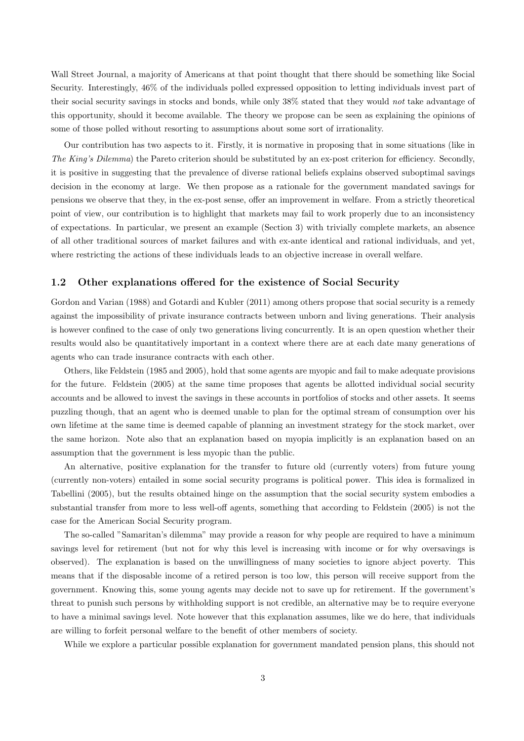Wall Street Journal, a majority of Americans at that point thought that there should be something like Social Security. Interestingly, 46% of the individuals polled expressed opposition to letting individuals invest part of their social security savings in stocks and bonds, while only 38% stated that they would *not* take advantage of this opportunity, should it become available. The theory we propose can be seen as explaining the opinions of some of those polled without resorting to assumptions about some sort of irrationality.

Our contribution has two aspects to it. Firstly, it is normative in proposing that in some situations (like in *The King's Dilemma*) the Pareto criterion should be substituted by an ex-post criterion for efficiency. Secondly, it is positive in suggesting that the prevalence of diverse rational beliefs explains observed suboptimal savings decision in the economy at large. We then propose as a rationale for the government mandated savings for pensions we observe that they, in the ex-post sense, offer an improvement in welfare. From a strictly theoretical point of view, our contribution is to highlight that markets may fail to work properly due to an inconsistency of expectations. In particular, we present an example (Section 3) with trivially complete markets, an absence of all other traditional sources of market failures and with ex-ante identical and rational individuals, and yet, where restricting the actions of these individuals leads to an objective increase in overall welfare.

### 1.2 Other explanations offered for the existence of Social Security

Gordon and Varian (1988) and Gotardi and Kubler (2011) among others propose that social security is a remedy against the impossibility of private insurance contracts between unborn and living generations. Their analysis is however confined to the case of only two generations living concurrently. It is an open question whether their results would also be quantitatively important in a context where there are at each date many generations of agents who can trade insurance contracts with each other.

Others, like Feldstein (1985 and 2005), hold that some agents are myopic and fail to make adequate provisions for the future. Feldstein (2005) at the same time proposes that agents be allotted individual social security accounts and be allowed to invest the savings in these accounts in portfolios of stocks and other assets. It seems puzzling though, that an agent who is deemed unable to plan for the optimal stream of consumption over his own lifetime at the same time is deemed capable of planning an investment strategy for the stock market, over the same horizon. Note also that an explanation based on myopia implicitly is an explanation based on an assumption that the government is less myopic than the public.

An alternative, positive explanation for the transfer to future old (currently voters) from future young (currently non-voters) entailed in some social security programs is political power. This idea is formalized in Tabellini (2005), but the results obtained hinge on the assumption that the social security system embodies a substantial transfer from more to less well-off agents, something that according to Feldstein (2005) is not the case for the American Social Security program.

The so-called "Samaritan's dilemma" may provide a reason for why people are required to have a minimum savings level for retirement (but not for why this level is increasing with income or for why oversavings is observed). The explanation is based on the unwillingness of many societies to ignore abject poverty. This means that if the disposable income of a retired person is too low, this person will receive support from the government. Knowing this, some young agents may decide not to save up for retirement. If the government's threat to punish such persons by withholding support is not credible, an alternative may be to require everyone to have a minimal savings level. Note however that this explanation assumes, like we do here, that individuals are willing to forfeit personal welfare to the benefit of other members of society.

While we explore a particular possible explanation for government mandated pension plans, this should not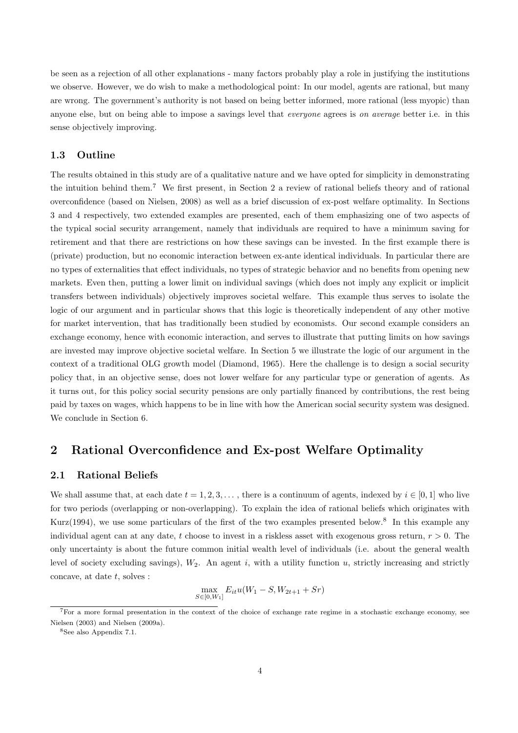be seen as a rejection of all other explanations - many factors probably play a role in justifying the institutions we observe. However, we do wish to make a methodological point: In our model, agents are rational, but many are wrong. The government's authority is not based on being better informed, more rational (less myopic) than anyone else, but on being able to impose a savings level that *everyone* agrees is *on average* better i.e. in this sense objectively improving.

### 1.3 Outline

The results obtained in this study are of a qualitative nature and we have opted for simplicity in demonstrating the intuition behind them.[7] We first present, in Section 2 a review of rational beliefs theory and of rational overconfidence (based on Nielsen, 2008) as well as a brief discussion of ex-post welfare optimality. In Sections 3 and 4 respectively, two extended examples are presented, each of them emphasizing one of two aspects of the typical social security arrangement, namely that individuals are required to have a minimum saving for retirement and that there are restrictions on how these savings can be invested. In the first example there is (private) production, but no economic interaction between ex-ante identical individuals. In particular there are no types of externalities that effect individuals, no types of strategic behavior and no benefits from opening new markets. Even then, putting a lower limit on individual savings (which does not imply any explicit or implicit transfers between individuals) objectively improves societal welfare. This example thus serves to isolate the logic of our argument and in particular shows that this logic is theoretically independent of any other motive for market intervention, that has traditionally been studied by economists. Our second example considers an exchange economy, hence with economic interaction, and serves to illustrate that putting limits on how savings are invested may improve objective societal welfare. In Section 5 we illustrate the logic of our argument in the context of a traditional OLG growth model (Diamond, 1965). Here the challenge is to design a social security policy that, in an objective sense, does not lower welfare for any particular type or generation of agents. As it turns out, for this policy social security pensions are only partially financed by contributions, the rest being paid by taxes on wages, which happens to be in line with how the American social security system was designed. We conclude in Section 6.

## 2 Rational Overconfidence and Ex-post Welfare Optimality

### 2.1 Rational Beliefs

We shall assume that, at each date $t = 1, 2, 3, \dots$, there is a continuum of agents, indexed by $i \in [0, 1]$ who live for two periods (overlapping or non-overlapping). To explain the idea of rational beliefs which originates with Kurz(1994), we use some particulars of the first of the two examples presented below.[8] In this example any individual agent can at any date, $t$ choose to invest in a riskless asset with exogenous gross return, $r > 0$. The only uncertainty is about the future common initial wealth level of individuals (i.e. about the general wealth level of society excluding savings), $W_2$. An agent $i$, with a utility function $u$, strictly increasing and strictly concave, at date $t$, solves :

$$\max_{S \in [0, W_1]} E_{it} u(W_1 - S, W_{2t+1} + Sr)$$

---

[7] For a more formal presentation in the context of the choice of exchange rate regime in a stochastic exchange economy, see Nielsen (2003) and Nielsen (2009a).

[8] See also Appendix 7.1.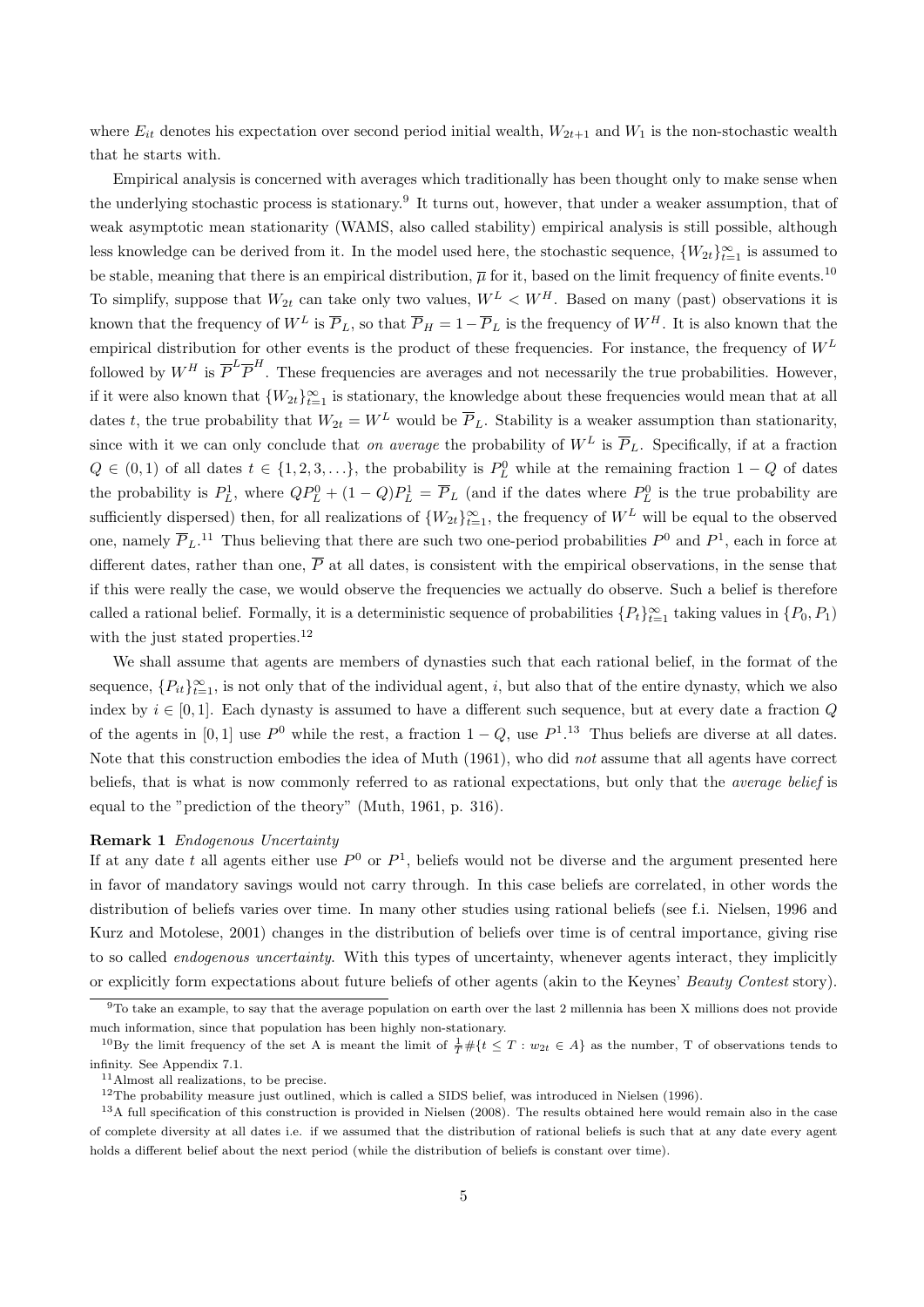where $E_{it}$ denotes his expectation over second period initial wealth, $W_{2t+1}$ and $W_1$ is the non-stochastic wealth that he starts with.

Empirical analysis is concerned with averages which traditionally has been thought only to make sense when the underlying stochastic process is stationary.[9] It turns out, however, that under a weaker assumption, that of weak asymptotic mean stationarity (WAMS, also called stability) empirical analysis is still possible, although less knowledge can be derived from it. In the model used here, the stochastic sequence, $\{W_{2t}\}_{t=1}^{\infty}$ is assumed to be stable, meaning that there is an empirical distribution, $\overline{\mu}$ for it, based on the limit frequency of finite events.[10] To simplify, suppose that $W_{2t}$ can take only two values, $W^L < W^H$. Based on many (past) observations it is known that the frequency of $W^L$ is $\overline{P}_L$, so that $\overline{P}_H = 1 - \overline{P}_L$ is the frequency of $W^H$. It is also known that the empirical distribution for other events is the product of these frequencies. For instance, the frequency of $W^L$ followed by $W^H$ is $\overline{P}^L\overline{P}^H$. These frequencies are averages and not necessarily the true probabilities. However, if it were also known that $\{W_{2t}\}_{t=1}^{\infty}$ is stationary, the knowledge about these frequencies would mean that at all dates $t$, the true probability that $W_{2t} = W^L$ would be $\overline{P}_L$. Stability is a weaker assumption than stationarity, since with it we can only conclude that *on average* the probability of $W^L$ is $\overline{P}_L$. Specifically, if at a fraction $Q \in (0, 1)$ of all dates $t \in \{1, 2, 3, \ldots\}$, the probability is $P_L^0$ while at the remaining fraction $1 - Q$ of dates the probability is $P_L^1$, where $QP_L^0 + (1 - Q)P_L^1 = \overline{P}_L$ (and if the dates where $P_L^0$ is the true probability are sufficiently dispersed) then, for all realizations of $\{W_{2t}\}_{t=1}^{\infty}$, the frequency of $W^L$ will be equal to the observed one, namely $\overline{P}_L$.[11] Thus believing that there are such two one-period probabilities $P^0$ and $P^1$, each in force at different dates, rather than one, $\overline{P}$ at all dates, is consistent with the empirical observations, in the sense that if this were really the case, we would observe the frequencies we actually do observe. Such a belief is therefore called a rational belief. Formally, it is a deterministic sequence of probabilities $\{P_t\}_{t=1}^{\infty}$ taking values in $\{P_0, P_1\}$ with the just stated properties.[12]

We shall assume that agents are members of dynasties such that each rational belief, in the format of the sequence, $\{P_{it}\}_{t=1}^{\infty}$, is not only that of the individual agent, $i$, but also that of the entire dynasty, which we also index by $i \in [0, 1]$. Each dynasty is assumed to have a different such sequence, but at every date a fraction $Q$ of the agents in $[0, 1]$ use $P^0$ while the rest, a fraction $1 - Q$, use $P^1$.[13] Thus beliefs are diverse at all dates. Note that this construction embodies the idea of Muth (1961), who did *not* assume that all agents have correct beliefs, that is what is now commonly referred to as rational expectations, but only that the *average belief* is equal to the "prediction of the theory" (Muth, 1961, p. 316).

**Remark 1** *Endogenous Uncertainty*
If at any date $t$ all agents either use $P^0$ or $P^1$, beliefs would not be diverse and the argument presented here in favor of mandatory savings would not carry through. In this case beliefs are correlated, in other words the distribution of beliefs varies over time. In many other studies using rational beliefs (see f.i. Nielsen, 1996 and Kurz and Motolese, 2001) changes in the distribution of beliefs over time is of central importance, giving rise to so called *endogenous uncertainty*. With this types of uncertainty, whenever agents interact, they implicitly or explicitly form expectations about future beliefs of other agents (akin to the Keynes' *Beauty Contest* story).

[9] To take an example, to say that the average population on earth over the last 2 millennia has been X millions does not provide much information, since that population has been highly non-stationary.

[10] By the limit frequency of the set A is meant the limit of $\frac{1}{T}\#\{t \leq T : w_{2t} \in A\}$ as the number, T of observations tends to infinity. See Appendix 7.1.

[11] Almost all realizations, to be precise.

[12] The probability measure just outlined, which is called a SIDS belief, was introduced in Nielsen (1996).

[13] A full specification of this construction is provided in Nielsen (2008). The results obtained here would remain also in the case of complete diversity at all dates i.e. if we assumed that the distribution of rational beliefs is such that at any date every agent holds a different belief about the next period (while the distribution of beliefs is constant over time).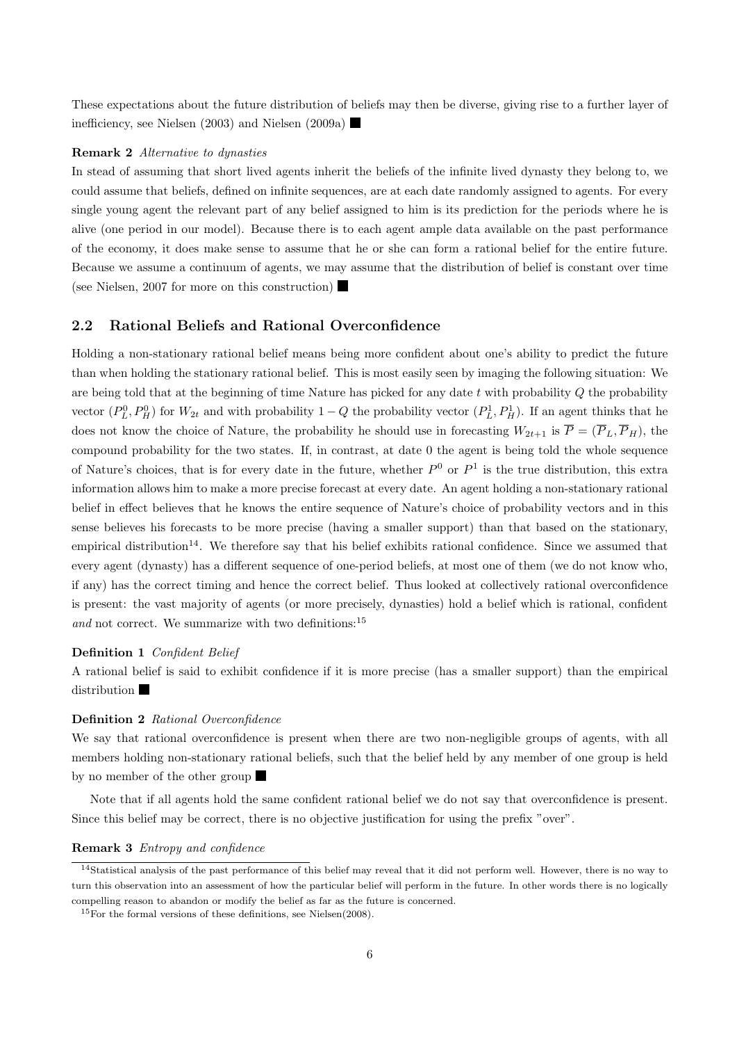These expectations about the future distribution of beliefs may then be diverse, giving rise to a further layer of inefficiency, see Nielsen (2003) and Nielsen (2009a) ■

**Remark 2** *Alternative to dynasties*

In stead of assuming that short lived agents inherit the beliefs of the infinite lived dynasty they belong to, we could assume that beliefs, defined on infinite sequences, are at each date randomly assigned to agents. For every single young agent the relevant part of any belief assigned to him is its prediction for the periods where he is alive (one period in our model). Because there is to each agent ample data available on the past performance of the economy, it does make sense to assume that he or she can form a rational belief for the entire future. Because we assume a continuum of agents, we may assume that the distribution of belief is constant over time (see Nielsen, 2007 for more on this construction) ■

## 2.2 Rational Beliefs and Rational Overconfidence

Holding a non-stationary rational belief means being more confident about one's ability to predict the future than when holding the stationary rational belief. This is most easily seen by imaging the following situation: We are being told that at the beginning of time Nature has picked for any date $t$ with probability $Q$ the probability vector $(P_L^0, P_H^0)$ for $W_{2t}$ and with probability $1 - Q$ the probability vector $(P_L^1, P_H^1)$. If an agent thinks that he does not know the choice of Nature, the probability he should use in forecasting $W_{2t+1}$ is $\overline{P} = (\overline{P}_L, \overline{P}_H)$, the compound probability for the two states. If, in contrast, at date 0 the agent is being told the whole sequence of Nature's choices, that is for every date in the future, whether $P^0$ or $P^1$ is the true distribution, this extra information allows him to make a more precise forecast at every date. An agent holding a non-stationary rational belief in effect believes that he knows the entire sequence of Nature's choice of probability vectors and in this sense believes his forecasts to be more precise (having a smaller support) than that based on the stationary, empirical distribution[14]. We therefore say that his belief exhibits rational confidence. Since we assumed that every agent (dynasty) has a different sequence of one-period beliefs, at most one of them (we do not know who, if any) has the correct timing and hence the correct belief. Thus looked at collectively rational overconfidence is present: the vast majority of agents (or more precisely, dynasties) hold a belief which is rational, confident *and* not correct. We summarize with two definitions:[15]

**Definition 1** *Confident Belief*

A rational belief is said to exhibit confidence if it is more precise (has a smaller support) than the empirical distribution ■

**Definition 2** *Rational Overconfidence*

We say that rational overconfidence is present when there are two non-negligible groups of agents, with all members holding non-stationary rational beliefs, such that the belief held by any member of one group is held by no member of the other group ■

Note that if all agents hold the same confident rational belief we do not say that overconfidence is present. Since this belief may be correct, there is no objective justification for using the prefix "over".

**Remark 3** *Entropy and confidence*

[14] Statistical analysis of the past performance of this belief may reveal that it did not perform well. However, there is no way to turn this observation into an assessment of how the particular belief will perform in the future. In other words there is no logically compelling reason to abandon or modify the belief as far as the future is concerned.

[15] For the formal versions of these definitions, see Nielsen(2008).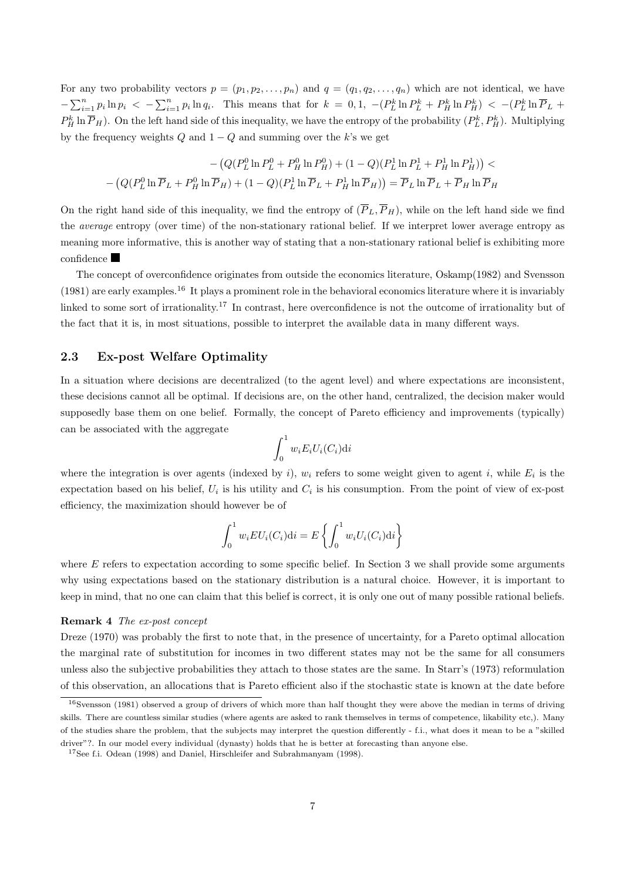For any two probability vectors $p = (p_1, p_2, \ldots, p_n)$ and $q = (q_1, q_2, \ldots, q_n)$ which are not identical, we have $-\sum_{i=1}^{n} p_i \ln p_i < -\sum_{i=1}^{n} p_i \ln q_i$. This means that for $k = 0, 1$, $-(P_L^k \ln P_L^k + P_H^k \ln P_H^k) < -(P_L^k \ln \overline{P}_L + P_H^k \ln \overline{P}_H)$. On the left hand side of this inequality, we have the entropy of the probability $(P_L^k, P_H^k)$. Multiplying by the frequency weights $Q$ and $1-Q$ and summing over the $k$'s we get

$$
\begin{aligned}
&-\left(Q(P_L^0 \ln P_L^0 + P_H^0 \ln P_H^0) + (1-Q)(P_L^1 \ln P_L^1 + P_H^1 \ln P_H^1)\right) < \\
-\left(Q(P_L^0 \ln \overline{P}_L + P_H^0 \ln \overline{P}_H) + (1-Q)(P_L^1 \ln \overline{P}_L + P_H^1 \ln \overline{P}_H)\right) &= \overline{P}_L \ln \overline{P}_L + \overline{P}_H \ln \overline{P}_H
\end{aligned}
$$

On the right hand side of this inequality, we find the entropy of $(\overline{P}_L, \overline{P}_H)$, while on the left hand side we find the *average* entropy (over time) of the non-stationary rational belief. If we interpret lower average entropy as meaning more informative, this is another way of stating that a non-stationary rational belief is exhibiting more confidence ■

The concept of overconfidence originates from outside the economics literature, Oskamp(1982) and Svensson (1981) are early examples.[16] It plays a prominent role in the behavioral economics literature where it is invariably linked to some sort of irrationality.[17] In contrast, here overconfidence is not the outcome of irrationality but of the fact that it is, in most situations, possible to interpret the available data in many different ways.

### 2.3 Ex-post Welfare Optimality

In a situation where decisions are decentralized (to the agent level) and where expectations are inconsistent, these decisions cannot all be optimal. If decisions are, on the other hand, centralized, the decision maker would supposedly base them on one belief. Formally, the concept of Pareto efficiency and improvements (typically) can be associated with the aggregate

$$
\int_0^1 w_i E_i U_i(C_i) \mathrm{d}i
$$

where the integration is over agents (indexed by $i$), $w_i$ refers to some weight given to agent $i$, while $E_i$ is the expectation based on his belief, $U_i$ is his utility and $C_i$ is his consumption. From the point of view of ex-post efficiency, the maximization should however be of

$$
\int_0^1 w_i E U_i(C_i) \mathrm{d}i = E\left\{\int_0^1 w_i U_i(C_i) \mathrm{d}i\right\}
$$

where $E$ refers to expectation according to some specific belief. In Section 3 we shall provide some arguments why using expectations based on the stationary distribution is a natural choice. However, it is important to keep in mind, that no one can claim that this belief is correct, it is only one out of many possible rational beliefs.

**Remark 4** *The ex-post concept*
Dreze (1970) was probably the first to note that, in the presence of uncertainty, for a Pareto optimal allocation the marginal rate of substitution for incomes in two different states may not be the same for all consumers unless also the subjective probabilities they attach to those states are the same. In Starr's (1973) reformulation of this observation, an allocations that is Pareto efficient also if the stochastic state is known at the date before

---

[16] Svensson (1981) observed a group of drivers of which more than half thought they were above the median in terms of driving skills. There are countless similar studies (where agents are asked to rank themselves in terms of competence, likability etc,). Many of the studies share the problem, that the subjects may interpret the question differently - f.i., what does it mean to be a "skilled driver"?. In our model every individual (dynasty) holds that he is better at forecasting than anyone else.

[17] See f.i. Odean (1998) and Daniel, Hirschleifer and Subrahmanyam (1998).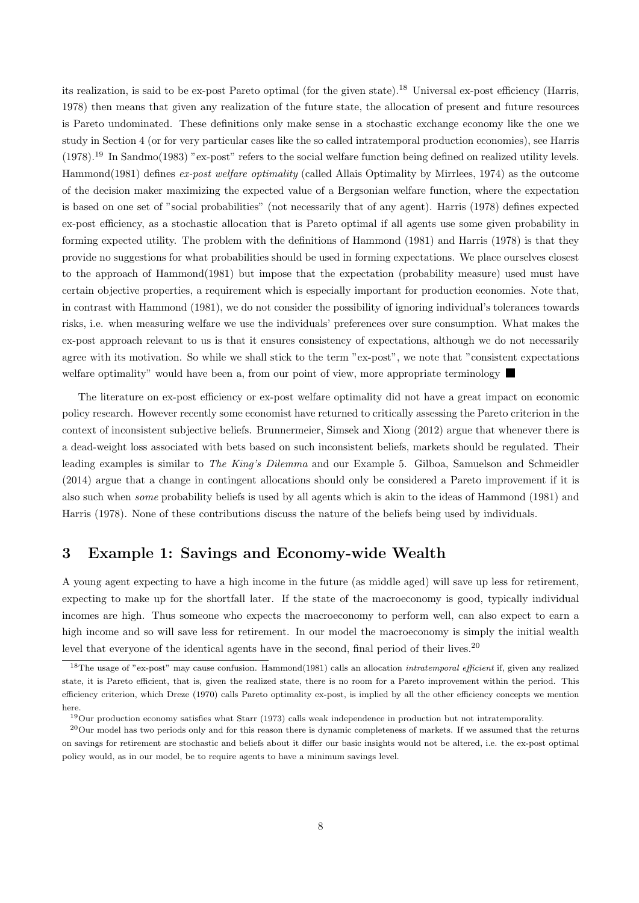its realization, is said to be ex-post Pareto optimal (for the given state).[18] Universal ex-post efficiency (Harris, 1978) then means that given any realization of the future state, the allocation of present and future resources is Pareto undominated. These definitions only make sense in a stochastic exchange economy like the one we study in Section 4 (or for very particular cases like the so called intratemporal production economies), see Harris (1978).[19] In Sandmo(1983) "ex-post" refers to the social welfare function being defined on realized utility levels. Hammond(1981) defines *ex-post welfare optimality* (called Allais Optimality by Mirrlees, 1974) as the outcome of the decision maker maximizing the expected value of a Bergsonian welfare function, where the expectation is based on one set of "social probabilities" (not necessarily that of any agent). Harris (1978) defines expected ex-post efficiency, as a stochastic allocation that is Pareto optimal if all agents use some given probability in forming expected utility. The problem with the definitions of Hammond (1981) and Harris (1978) is that they provide no suggestions for what probabilities should be used in forming expectations. We place ourselves closest to the approach of Hammond(1981) but impose that the expectation (probability measure) used must have certain objective properties, a requirement which is especially important for production economies. Note that, in contrast with Hammond (1981), we do not consider the possibility of ignoring individual's tolerances towards risks, i.e. when measuring welfare we use the individuals' preferences over sure consumption. What makes the ex-post approach relevant to us is that it ensures consistency of expectations, although we do not necessarily agree with its motivation. So while we shall stick to the term "ex-post", we note that "consistent expectations welfare optimality" would have been a, from our point of view, more appropriate terminology ■

The literature on ex-post efficiency or ex-post welfare optimality did not have a great impact on economic policy research. However recently some economist have returned to critically assessing the Pareto criterion in the context of inconsistent subjective beliefs. Brunnermeier, Simsek and Xiong (2012) argue that whenever there is a dead-weight loss associated with bets based on such inconsistent beliefs, markets should be regulated. Their leading examples is similar to *The King's Dilemma* and our Example 5. Gilboa, Samuelson and Schmeidler (2014) argue that a change in contingent allocations should only be considered a Pareto improvement if it is also such when *some* probability beliefs is used by all agents which is akin to the ideas of Hammond (1981) and Harris (1978). None of these contributions discuss the nature of the beliefs being used by individuals.

## 3 Example 1: Savings and Economy-wide Wealth

A young agent expecting to have a high income in the future (as middle aged) will save up less for retirement, expecting to make up for the shortfall later. If the state of the macroeconomy is good, typically individual incomes are high. Thus someone who expects the macroeconomy to perform well, can also expect to earn a high income and so will save less for retirement. In our model the macroeconomy is simply the initial wealth level that everyone of the identical agents have in the second, final period of their lives.[20]

[18] The usage of "ex-post" may cause confusion. Hammond(1981) calls an allocation *intratemporal efficient* if, given any realized state, it is Pareto efficient, that is, given the realized state, there is no room for a Pareto improvement within the period. This efficiency criterion, which Dreze (1970) calls Pareto optimality ex-post, is implied by all the other efficiency concepts we mention here.

[19] Our production economy satisfies what Starr (1973) calls weak independence in production but not intratemporality.

[20] Our model has two periods only and for this reason there is dynamic completeness of markets. If we assumed that the returns on savings for retirement are stochastic and beliefs about it differ our basic insights would not be altered, i.e. the ex-post optimal policy would, as in our model, be to require agents to have a minimum savings level.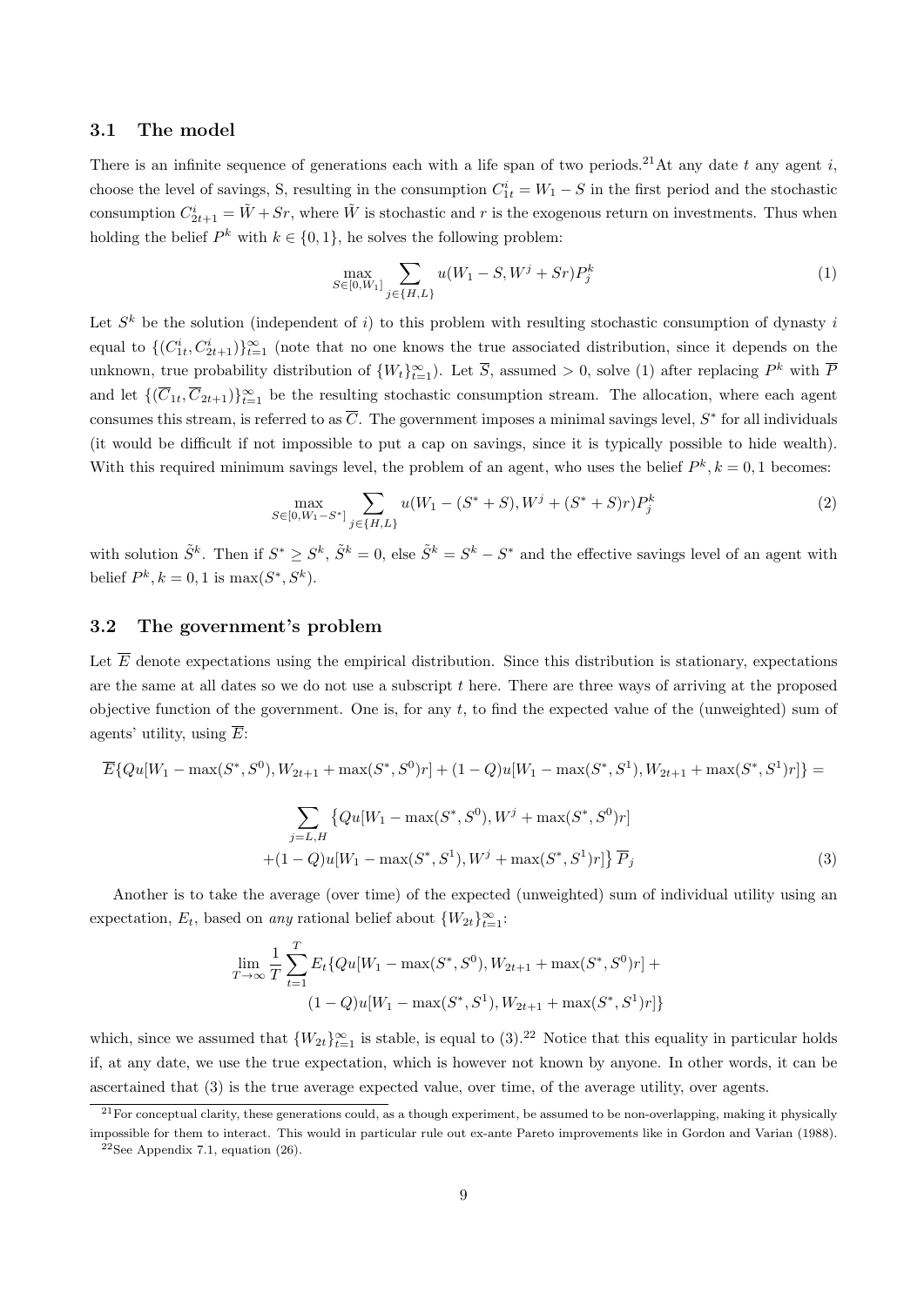### 3.1 The model

There is an infinite sequence of generations each with a life span of two periods.[21] At any date $t$ any agent $i$, choose the level of savings, S, resulting in the consumption $C_{1t}^i = W_1 - S$ in the first period and the stochastic consumption $C_{2t+1}^i = \tilde{W} + Sr$, where $\tilde{W}$ is stochastic and $r$ is the exogenous return on investments. Thus when holding the belief $P^k$ with $k \in \{0, 1\}$, he solves the following problem:

$$\max_{S \in [0, W_1]} \sum_{j \in \{H, L\}} u(W_1 - S, W^j + Sr) P_j^k \tag{1}$$

Let $S^k$ be the solution (independent of $i$) to this problem with resulting stochastic consumption of dynasty $i$ equal to $\{(C_{1t}^i, C_{2t+1}^i)\}_{t=1}^{\infty}$ (note that no one knows the true associated distribution, since it depends on the unknown, true probability distribution of $\{W_t\}_{t=1}^{\infty}$). Let $\overline{S}$, assumed $> 0$, solve (1) after replacing $P^k$ with $\overline{P}$ and let $\{(\overline{C}_{1t}, \overline{C}_{2t+1})\}_{t=1}^{\infty}$ be the resulting stochastic consumption stream. The allocation, where each agent consumes this stream, is referred to as $\overline{C}$. The government imposes a minimal savings level, $S^*$ for all individuals (it would be difficult if not impossible to put a cap on savings, since it is typically possible to hide wealth). With this required minimum savings level, the problem of an agent, who uses the belief $P^k, k = 0, 1$ becomes:

$$\max_{S \in [0, W_1 - S^*]} \sum_{j \in \{H, L\}} u(W_1 - (S^* + S), W^j + (S^* + S)r) P_j^k \tag{2}$$

with solution $\tilde{S}^k$. Then if $S^* \geq S^k$, $\tilde{S}^k = 0$, else $\tilde{S}^k = S^k - S^*$ and the effective savings level of an agent with belief $P^k, k = 0, 1$ is $\max(S^*, S^k)$.

### 3.2 The government's problem

Let $\overline{E}$ denote expectations using the empirical distribution. Since this distribution is stationary, expectations are the same at all dates so we do not use a subscript $t$ here. There are three ways of arriving at the proposed objective function of the government. One is, for any $t$, to find the expected value of the (unweighted) sum of agents' utility, using $\overline{E}$:

$$\overline{E}\{Qu[W_1 - \max(S^*, S^0), W_{2t+1} + \max(S^*, S^0)r] + (1 - Q)u[W_1 - \max(S^*, S^1), W_{2t+1} + \max(S^*, S^1)r]\} =$$

$$\sum_{j=L,H} \big\{Qu[W_1 - \max(S^*, S^0), W^j + \max(S^*, S^0)r] + (1 - Q)u[W_1 - \max(S^*, S^1), W^j + \max(S^*, S^1)r]\big\} \overline{P}_j \tag{3}$$

Another is to take the average (over time) of the expected (unweighted) sum of individual utility using an expectation, $E_t$, based on *any* rational belief about $\{W_{2t}\}_{t=1}^{\infty}$:

$$\lim_{T \to \infty} \frac{1}{T} \sum_{t=1}^{T} E_t\{Qu[W_1 - \max(S^*, S^0), W_{2t+1} + \max(S^*, S^0)r] + (1 - Q)u[W_1 - \max(S^*, S^1), W_{2t+1} + \max(S^*, S^1)r]\}$$

which, since we assumed that $\{W_{2t}\}_{t=1}^{\infty}$ is stable, is equal to (3).[22] Notice that this equality in particular holds if, at any date, we use the true expectation, which is however not known by anyone. In other words, it can be ascertained that (3) is the true average expected value, over time, of the average utility, over agents.

[21] For conceptual clarity, these generations could, as a though experiment, be assumed to be non-overlapping, making it physically impossible for them to interact. This would in particular rule out ex-ante Pareto improvements like in Gordon and Varian (1988).

[22] See Appendix 7.1, equation (26).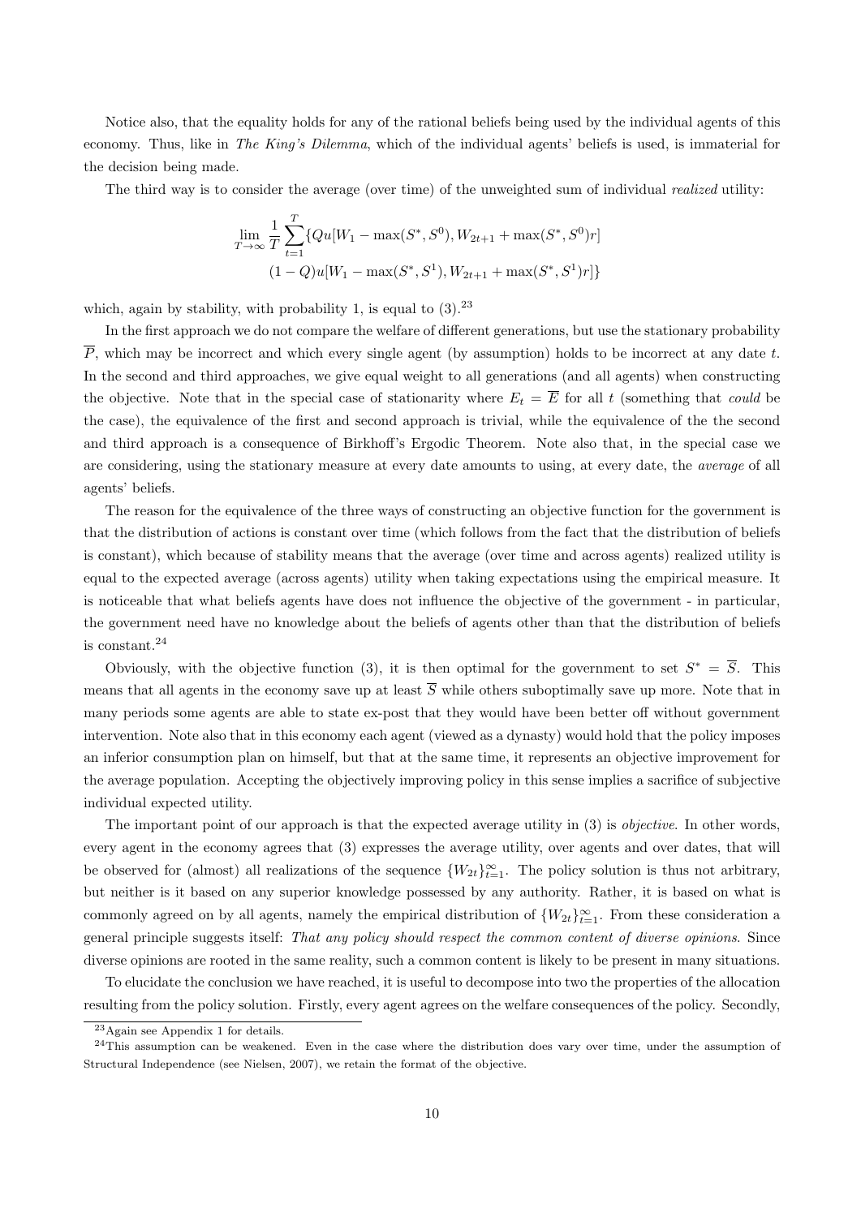Notice also, that the equality holds for any of the rational beliefs being used by the individual agents of this economy. Thus, like in *The King's Dilemma*, which of the individual agents' beliefs is used, is immaterial for the decision being made.

The third way is to consider the average (over time) of the unweighted sum of individual *realized* utility:

$$\lim_{T\to\infty}\frac{1}{T}\sum_{t=1}^{T}\{Qu[W_1-\max(S^*,S^0),W_{2t+1}+\max(S^*,S^0)r]$$
$$(1-Q)u[W_1-\max(S^*,S^1),W_{2t+1}+\max(S^*,S^1)r]\}$$

which, again by stability, with probability 1, is equal to (3).[23]

In the first approach we do not compare the welfare of different generations, but use the stationary probability $\overline{P}$, which may be incorrect and which every single agent (by assumption) holds to be incorrect at any date $t$. In the second and third approaches, we give equal weight to all generations (and all agents) when constructing the objective. Note that in the special case of stationarity where $E_t = \overline{E}$ for all $t$ (something that *could* be the case), the equivalence of the first and second approach is trivial, while the equivalence of the the second and third approach is a consequence of Birkhoff's Ergodic Theorem. Note also that, in the special case we are considering, using the stationary measure at every date amounts to using, at every date, the *average* of all agents' beliefs.

The reason for the equivalence of the three ways of constructing an objective function for the government is that the distribution of actions is constant over time (which follows from the fact that the distribution of beliefs is constant), which because of stability means that the average (over time and across agents) realized utility is equal to the expected average (across agents) utility when taking expectations using the empirical measure. It is noticeable that what beliefs agents have does not influence the objective of the government - in particular, the government need have no knowledge about the beliefs of agents other than that the distribution of beliefs is constant.[24]

Obviously, with the objective function (3), it is then optimal for the government to set $S^* = \overline{S}$. This means that all agents in the economy save up at least $\overline{S}$ while others suboptimally save up more. Note that in many periods some agents are able to state ex-post that they would have been better off without government intervention. Note also that in this economy each agent (viewed as a dynasty) would hold that the policy imposes an inferior consumption plan on himself, but that at the same time, it represents an objective improvement for the average population. Accepting the objectively improving policy in this sense implies a sacrifice of subjective individual expected utility.

The important point of our approach is that the expected average utility in (3) is *objective*. In other words, every agent in the economy agrees that (3) expresses the average utility, over agents and over dates, that will be observed for (almost) all realizations of the sequence $\{W_{2t}\}_{t=1}^{\infty}$. The policy solution is thus not arbitrary, but neither is it based on any superior knowledge possessed by any authority. Rather, it is based on what is commonly agreed on by all agents, namely the empirical distribution of $\{W_{2t}\}_{t=1}^{\infty}$. From these consideration a general principle suggests itself: *That any policy should respect the common content of diverse opinions*. Since diverse opinions are rooted in the same reality, such a common content is likely to be present in many situations.

To elucidate the conclusion we have reached, it is useful to decompose into two the properties of the allocation resulting from the policy solution. Firstly, every agent agrees on the welfare consequences of the policy. Secondly,

[23] Again see Appendix 1 for details.

[24] This assumption can be weakened. Even in the case where the distribution does vary over time, under the assumption of Structural Independence (see Nielsen, 2007), we retain the format of the objective.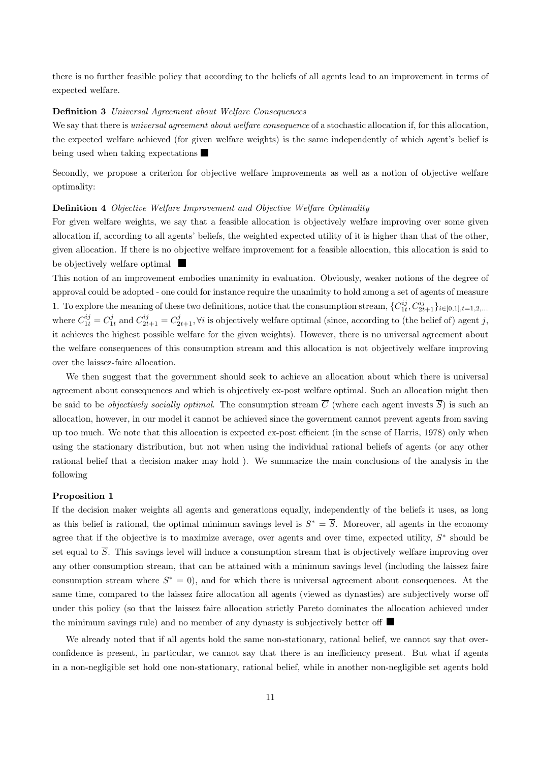there is no further feasible policy that according to the beliefs of all agents lead to an improvement in terms of expected welfare.

**Definition 3** *Universal Agreement about Welfare Consequences*
We say that there is *universal agreement about welfare consequence* of a stochastic allocation if, for this allocation, the expected welfare achieved (for given welfare weights) is the same independently of which agent's belief is being used when taking expectations ■

Secondly, we propose a criterion for objective welfare improvements as well as a notion of objective welfare optimality:

**Definition 4** *Objective Welfare Improvement and Objective Welfare Optimality*
For given welfare weights, we say that a feasible allocation is objectively welfare improving over some given allocation if, according to all agents' beliefs, the weighted expected utility of it is higher than that of the other, given allocation. If there is no objective welfare improvement for a feasible allocation, this allocation is said to be objectively welfare optimal ■

This notion of an improvement embodies unanimity in evaluation. Obviously, weaker notions of the degree of approval could be adopted - one could for instance require the unanimity to hold among a set of agents of measure 1. To explore the meaning of these two definitions, notice that the consumption stream, $\{C_{1t}^{ij}, C_{2t+1}^{ij}\}_{i\in[0,1],t=1,2,...}$ where $C_{1t}^{ij} = C_{1t}^{j}$ and $C_{2t+1}^{ij} = C_{2t+1}^{j}, \forall i$ is objectively welfare optimal (since, according to (the belief of) agent $j$, it achieves the highest possible welfare for the given weights). However, there is no universal agreement about the welfare consequences of this consumption stream and this allocation is not objectively welfare improving over the laissez-faire allocation.

We then suggest that the government should seek to achieve an allocation about which there is universal agreement about consequences and which is objectively ex-post welfare optimal. Such an allocation might then be said to be *objectively socially optimal*. The consumption stream $\overline{C}$ (where each agent invests $\overline{S}$) is such an allocation, however, in our model it cannot be achieved since the government cannot prevent agents from saving up too much. We note that this allocation is expected ex-post efficient (in the sense of Harris, 1978) only when using the stationary distribution, but not when using the individual rational beliefs of agents (or any other rational belief that a decision maker may hold ). We summarize the main conclusions of the analysis in the following

**Proposition 1**
If the decision maker weights all agents and generations equally, independently of the beliefs it uses, as long as this belief is rational, the optimal minimum savings level is $S^* = \overline{S}$. Moreover, all agents in the economy agree that if the objective is to maximize average, over agents and over time, expected utility, $S^*$ should be set equal to $\overline{S}$. This savings level will induce a consumption stream that is objectively welfare improving over any other consumption stream, that can be attained with a minimum savings level (including the laissez faire consumption stream where $S^* = 0$), and for which there is universal agreement about consequences. At the same time, compared to the laissez faire allocation all agents (viewed as dynasties) are subjectively worse off under this policy (so that the laissez faire allocation strictly Pareto dominates the allocation achieved under the minimum savings rule) and no member of any dynasty is subjectively better off ■

We already noted that if all agents hold the same non-stationary, rational belief, we cannot say that over-confidence is present, in particular, we cannot say that there is an inefficiency present. But what if agents in a non-negligible set hold one non-stationary, rational belief, while in another non-negligible set agents hold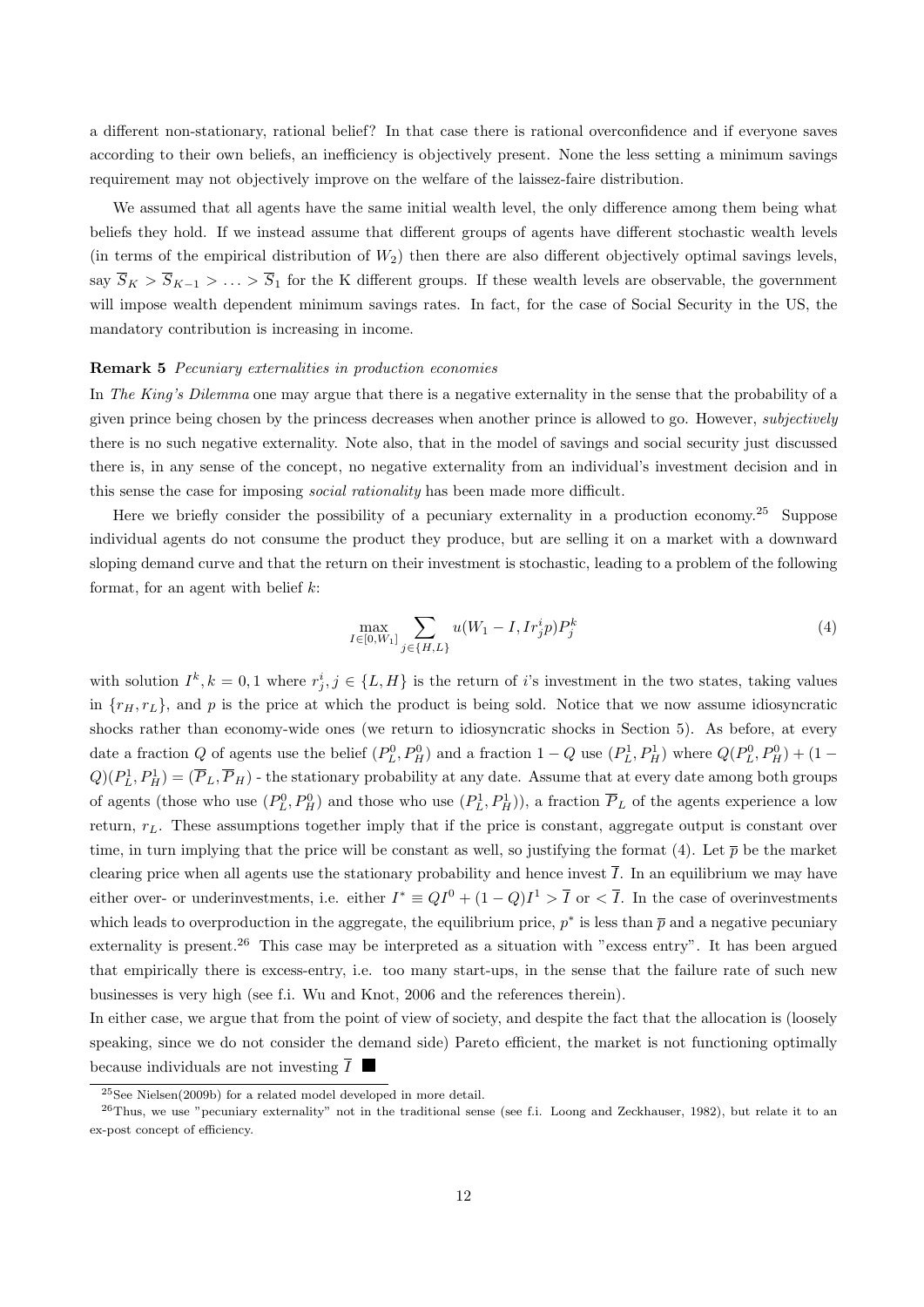a different non-stationary, rational belief? In that case there is rational overconfidence and if everyone saves according to their own beliefs, an inefficiency is objectively present. None the less setting a minimum savings requirement may not objectively improve on the welfare of the laissez-faire distribution.

We assumed that all agents have the same initial wealth level, the only difference among them being what beliefs they hold. If we instead assume that different groups of agents have different stochastic wealth levels (in terms of the empirical distribution of $W_2$) then there are also different objectively optimal savings levels, say $\overline{S}_K > \overline{S}_{K-1} > \ldots > \overline{S}_1$ for the K different groups. If these wealth levels are observable, the government will impose wealth dependent minimum savings rates. In fact, for the case of Social Security in the US, the mandatory contribution is increasing in income.

**Remark 5** *Pecuniary externalities in production economies*

In *The King's Dilemma* one may argue that there is a negative externality in the sense that the probability of a given prince being chosen by the princess decreases when another prince is allowed to go. However, *subjectively* there is no such negative externality. Note also, that in the model of savings and social security just discussed there is, in any sense of the concept, no negative externality from an individual's investment decision and in this sense the case for imposing *social rationality* has been made more difficult.

Here we briefly consider the possibility of a pecuniary externality in a production economy.[25] Suppose individual agents do not consume the product they produce, but are selling it on a market with a downward sloping demand curve and that the return on their investment is stochastic, leading to a problem of the following format, for an agent with belief $k$:

$$\max_{I \in [0, W_1]} \sum_{j \in \{H,L\}} u(W_1 - I, I r_j^i p) P_j^k \tag{4}$$

with solution $I^k, k = 0, 1$ where $r_j^i, j \in \{L, H\}$ is the return of $i$'s investment in the two states, taking values in $\{r_H, r_L\}$, and $p$ is the price at which the product is being sold. Notice that we now assume idiosyncratic shocks rather than economy-wide ones (we return to idiosyncratic shocks in Section 5). As before, at every date a fraction $Q$ of agents use the belief $(P_L^0, P_H^0)$ and a fraction $1-Q$ use $(P_L^1, P_H^1)$ where $Q(P_L^0, P_H^0) + (1 - Q)(P_L^1, P_H^1) = (\overline{P}_L, \overline{P}_H)$ - the stationary probability at any date. Assume that at every date among both groups of agents (those who use $(P_L^0, P_H^0)$ and those who use $(P_L^1, P_H^1)$), a fraction $\overline{P}_L$ of the agents experience a low return, $r_L$. These assumptions together imply that if the price is constant, aggregate output is constant over time, in turn implying that the price will be constant as well, so justifying the format (4). Let $\overline{p}$ be the market clearing price when all agents use the stationary probability and hence invest $\overline{I}$. In an equilibrium we may have either over- or underinvestments, i.e. either $I^* \equiv QI^0 + (1-Q)I^1 > \overline{I}$ or $< \overline{I}$. In the case of overinvestments which leads to overproduction in the aggregate, the equilibrium price, $p^*$ is less than $\overline{p}$ and a negative pecuniary externality is present.[26] This case may be interpreted as a situation with "excess entry". It has been argued that empirically there is excess-entry, i.e. too many start-ups, in the sense that the failure rate of such new businesses is very high (see f.i. Wu and Knot, 2006 and the references therein).

In either case, we argue that from the point of view of society, and despite the fact that the allocation is (loosely speaking, since we do not consider the demand side) Pareto efficient, the market is not functioning optimally because individuals are not investing $\overline{I}$ ■

[25] See Nielsen(2009b) for a related model developed in more detail.

[26] Thus, we use "pecuniary externality" not in the traditional sense (see f.i. Loong and Zeckhauser, 1982), but relate it to an ex-post concept of efficiency.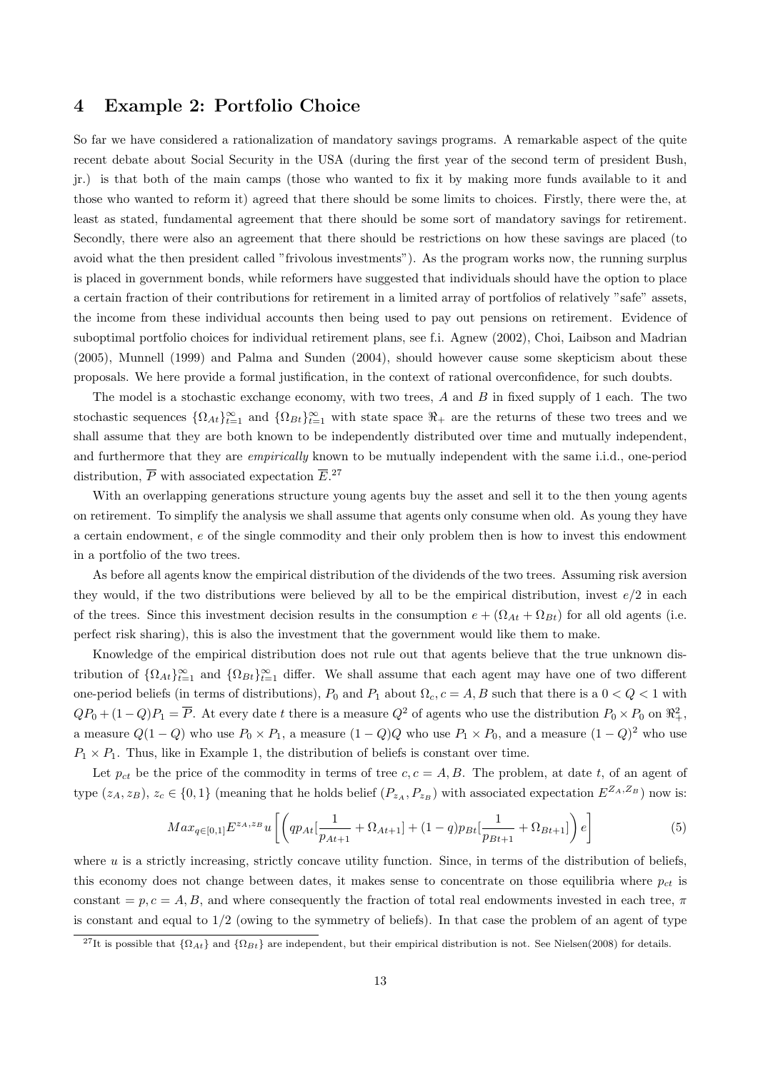## 4 Example 2: Portfolio Choice

So far we have considered a rationalization of mandatory savings programs. A remarkable aspect of the quite recent debate about Social Security in the USA (during the first year of the second term of president Bush, jr.) is that both of the main camps (those who wanted to fix it by making more funds available to it and those who wanted to reform it) agreed that there should be some limits to choices. Firstly, there were the, at least as stated, fundamental agreement that there should be some sort of mandatory savings for retirement. Secondly, there were also an agreement that there should be restrictions on how these savings are placed (to avoid what the then president called "frivolous investments"). As the program works now, the running surplus is placed in government bonds, while reformers have suggested that individuals should have the option to place a certain fraction of their contributions for retirement in a limited array of portfolios of relatively "safe" assets, the income from these individual accounts then being used to pay out pensions on retirement. Evidence of suboptimal portfolio choices for individual retirement plans, see f.i. Agnew (2002), Choi, Laibson and Madrian (2005), Munnell (1999) and Palma and Sunden (2004), should however cause some skepticism about these proposals. We here provide a formal justification, in the context of rational overconfidence, for such doubts.

The model is a stochastic exchange economy, with two trees, $A$ and $B$ in fixed supply of 1 each. The two stochastic sequences $\{\Omega_{At}\}_{t=1}^{\infty}$ and $\{\Omega_{Bt}\}_{t=1}^{\infty}$ with state space $\Re_+$ are the returns of these two trees and we shall assume that they are both known to be independently distributed over time and mutually independent, and furthermore that they are *empirically* known to be mutually independent with the same i.i.d., one-period distribution, $\overline{P}$ with associated expectation $\overline{E}$.[27]

With an overlapping generations structure young agents buy the asset and sell it to the then young agents on retirement. To simplify the analysis we shall assume that agents only consume when old. As young they have a certain endowment, $e$ of the single commodity and their only problem then is how to invest this endowment in a portfolio of the two trees.

As before all agents know the empirical distribution of the dividends of the two trees. Assuming risk aversion they would, if the two distributions were believed by all to be the empirical distribution, invest $e/2$ in each of the trees. Since this investment decision results in the consumption $e + (\Omega_{At} + \Omega_{Bt})$ for all old agents (i.e. perfect risk sharing), this is also the investment that the government would like them to make.

Knowledge of the empirical distribution does not rule out that agents believe that the true unknown distribution of $\{\Omega_{At}\}_{t=1}^{\infty}$ and $\{\Omega_{Bt}\}_{t=1}^{\infty}$ differ. We shall assume that each agent may have one of two different one-period beliefs (in terms of distributions), $P_0$ and $P_1$ about $\Omega_c, c = A, B$ such that there is a $0 < Q < 1$ with $QP_0 + (1-Q)P_1 = \overline{P}$. At every date $t$ there is a measure $Q^2$ of agents who use the distribution $P_0 \times P_0$ on $\Re_+^2$, a measure $Q(1-Q)$ who use $P_0 \times P_1$, a measure $(1-Q)Q$ who use $P_1 \times P_0$, and a measure $(1-Q)^2$ who use $P_1 \times P_1$. Thus, like in Example 1, the distribution of beliefs is constant over time.

Let $p_{ct}$ be the price of the commodity in terms of tree $c, c = A, B$. The problem, at date $t$, of an agent of type $(z_A, z_B)$, $z_c \in \{0, 1\}$ (meaning that he holds belief $(P_{z_A}, P_{z_B})$ with associated expectation $E^{Z_A, Z_B}$) now is:

$$Max_{q \in [0,1]} E^{z_A, z_B} u \left[ \left( q p_{At} [\frac{1}{p_{At+1}} + \Omega_{At+1}] + (1-q) p_{Bt} [\frac{1}{p_{Bt+1}} + \Omega_{Bt+1}] \right) e \right] \tag{5}$$

where $u$ is a strictly increasing, strictly concave utility function. Since, in terms of the distribution of beliefs, this economy does not change between dates, it makes sense to concentrate on those equilibria where $p_{ct}$ is constant $= p, c = A, B$, and where consequently the fraction of total real endowments invested in each tree, $\pi$ is constant and equal to $1/2$ (owing to the symmetry of beliefs). In that case the problem of an agent of type

[27]It is possible that $\{\Omega_{At}\}$ and $\{\Omega_{Bt}\}$ are independent, but their empirical distribution is not. See Nielsen(2008) for details.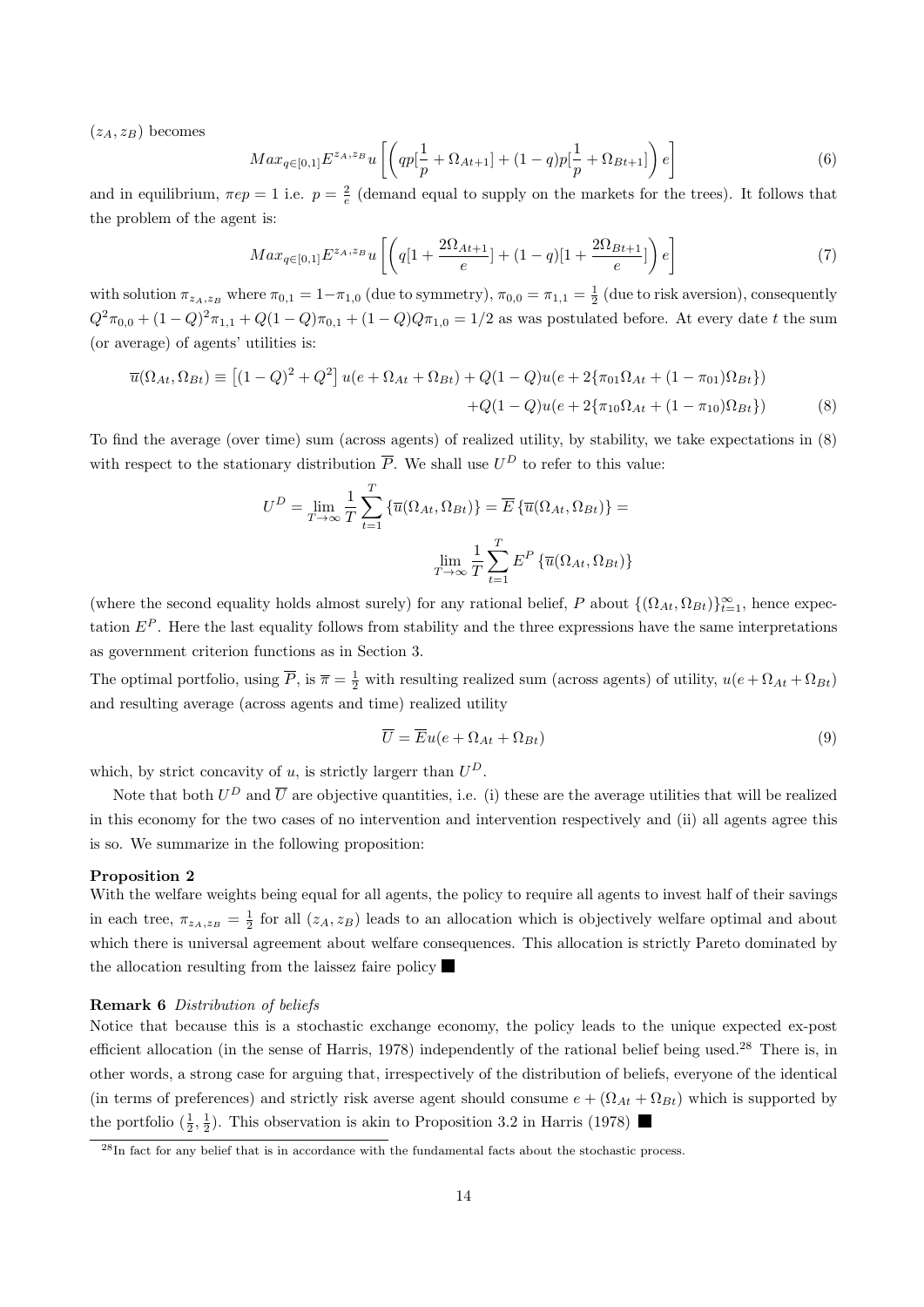$(z_A, z_B)$ becomes

$$Max_{q\in[0,1]}E^{z_A,z_B}u\left[\left(qp[\frac{1}{p}+\Omega_{At+1}]+(1-q)p[\frac{1}{p}+\Omega_{Bt+1}]\right)e\right] \tag{6}$$

and in equilibrium, $\pi ep = 1$ i.e. $p = \frac{2}{e}$ (demand equal to supply on the markets for the trees). It follows that the problem of the agent is:

$$Max_{q\in[0,1]}E^{z_A,z_B}u\left[\left(q[1+\frac{2\Omega_{At+1}}{e}]+(1-q)[1+\frac{2\Omega_{Bt+1}}{e}]\right)e\right] \tag{7}$$

with solution $\pi_{z_A,z_B}$ where $\pi_{0,1} = 1-\pi_{1,0}$ (due to symmetry), $\pi_{0,0} = \pi_{1,1} = \frac{1}{2}$ (due to risk aversion), consequently $Q^2\pi_{0,0} + (1-Q)^2\pi_{1,1} + Q(1-Q)\pi_{0,1} + (1-Q)Q\pi_{1,0} = 1/2$ as was postulated before. At every date $t$ the sum (or average) of agents' utilities is:

$$\begin{aligned}\overline{u}(\Omega_{At},\Omega_{Bt}) \equiv \left[(1-Q)^2+Q^2\right]u(e+\Omega_{At}+\Omega_{Bt}) + Q(1-Q)u(e+2\{\pi_{01}\Omega_{At}+(1-\pi_{01})\Omega_{Bt}\}) \\ +Q(1-Q)u(e+2\{\pi_{10}\Omega_{At}+(1-\pi_{10})\Omega_{Bt}\})\end{aligned} \tag{8}$$

To find the average (over time) sum (across agents) of realized utility, by stability, we take expectations in (8) with respect to the stationary distribution $\overline{P}$. We shall use $U^D$ to refer to this value:

$$U^D = \lim_{T\to\infty}\frac{1}{T}\sum_{t=1}^{T}\{\overline{u}(\Omega_{At},\Omega_{Bt})\} = \overline{E}\{\overline{u}(\Omega_{At},\Omega_{Bt})\} = \lim_{T\to\infty}\frac{1}{T}\sum_{t=1}^{T}E^P\{\overline{u}(\Omega_{At},\Omega_{Bt})\}$$

(where the second equality holds almost surely) for any rational belief, $P$ about $\{(\Omega_{At},\Omega_{Bt})\}_{t=1}^{\infty}$, hence expectation $E^P$. Here the last equality follows from stability and the three expressions have the same interpretations as government criterion functions as in Section 3.

The optimal portfolio, using $\overline{P}$, is $\overline{\pi} = \frac{1}{2}$ with resulting realized sum (across agents) of utility, $u(e+\Omega_{At}+\Omega_{Bt})$ and resulting average (across agents and time) realized utility

$$\overline{U} = \overline{E}u(e+\Omega_{At}+\Omega_{Bt}) \tag{9}$$

which, by strict concavity of $u$, is strictly largerr than $U^D$.

Note that both $U^D$ and $\overline{U}$ are objective quantities, i.e. (i) these are the average utilities that will be realized in this economy for the two cases of no intervention and intervention respectively and (ii) all agents agree this is so. We summarize in the following proposition:

**Proposition 2**
With the welfare weights being equal for all agents, the policy to require all agents to invest half of their savings in each tree, $\pi_{z_A,z_B} = \frac{1}{2}$ for all $(z_A, z_B)$ leads to an allocation which is objectively welfare optimal and about which there is universal agreement about welfare consequences. This allocation is strictly Pareto dominated by the allocation resulting from the laissez faire policy ■

**Remark 6** *Distribution of beliefs*
Notice that because this is a stochastic exchange economy, the policy leads to the unique expected ex-post efficient allocation (in the sense of Harris, 1978) independently of the rational belief being used.[28] There is, in other words, a strong case for arguing that, irrespectively of the distribution of beliefs, everyone of the identical (in terms of preferences) and strictly risk averse agent should consume $e + (\Omega_{At} + \Omega_{Bt})$ which is supported by the portfolio $(\frac{1}{2}, \frac{1}{2})$. This observation is akin to Proposition 3.2 in Harris (1978) ■

[28] In fact for any belief that is in accordance with the fundamental facts about the stochastic process.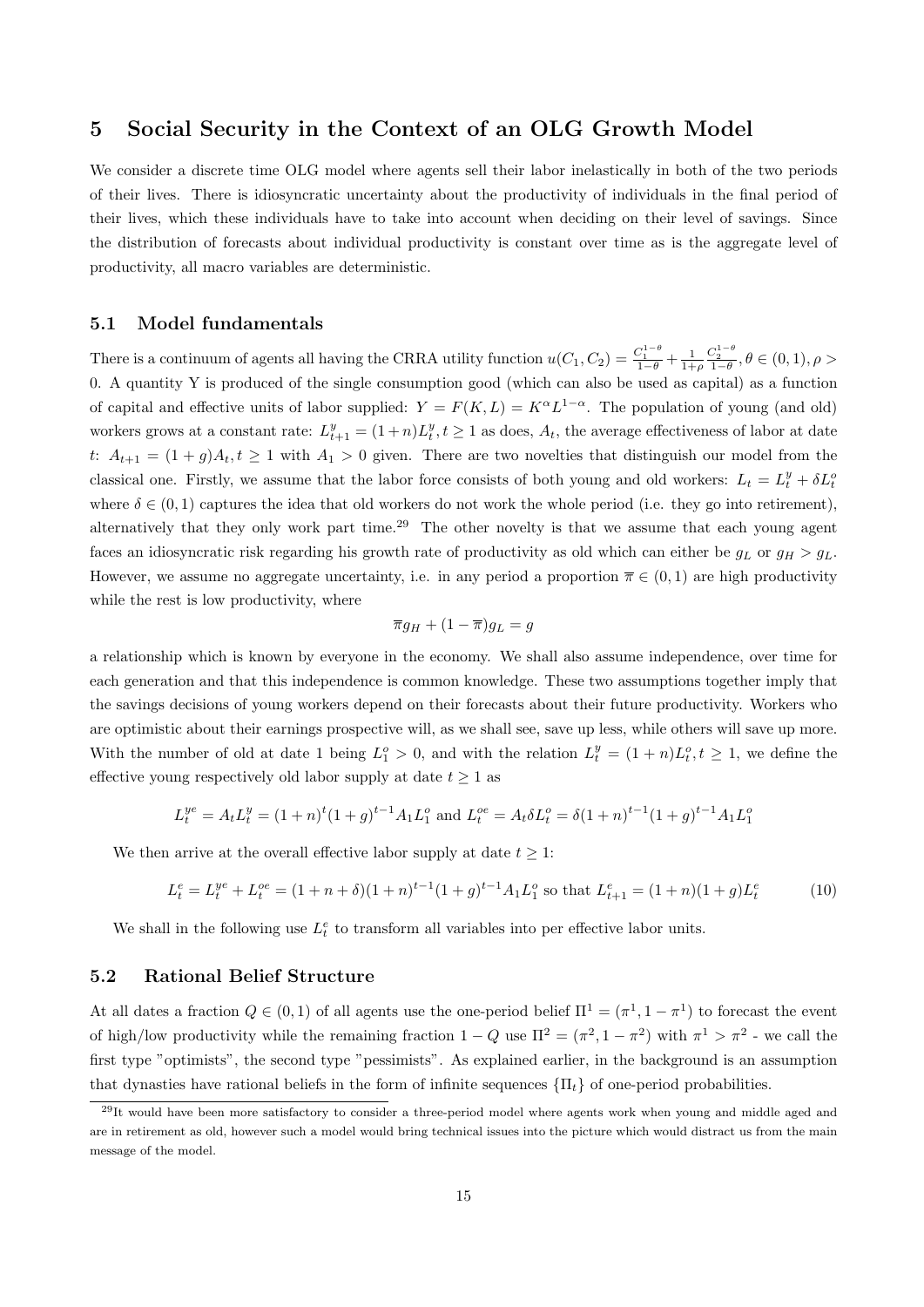## 5 Social Security in the Context of an OLG Growth Model

We consider a discrete time OLG model where agents sell their labor inelastically in both of the two periods of their lives. There is idiosyncratic uncertainty about the productivity of individuals in the final period of their lives, which these individuals have to take into account when deciding on their level of savings. Since the distribution of forecasts about individual productivity is constant over time as is the aggregate level of productivity, all macro variables are deterministic.

### 5.1 Model fundamentals

There is a continuum of agents all having the CRRA utility function $u(C_1, C_2) = \frac{C_1^{1-\theta}}{1-\theta} + \frac{1}{1+\rho}\frac{C_2^{1-\theta}}{1-\theta}, \theta \in (0,1), \rho > 0$. A quantity Y is produced of the single consumption good (which can also be used as capital) as a function of capital and effective units of labor supplied: $Y = F(K, L) = K^\alpha L^{1-\alpha}$. The population of young (and old) workers grows at a constant rate: $L_{t+1}^y = (1+n)L_t^y, t \geq 1$ as does, $A_t$, the average effectiveness of labor at date $t$: $A_{t+1} = (1+g)A_t, t \geq 1$ with $A_1 > 0$ given. There are two novelties that distinguish our model from the classical one. Firstly, we assume that the labor force consists of both young and old workers: $L_t = L_t^y + \delta L_t^o$ where $\delta \in (0,1)$ captures the idea that old workers do not work the whole period (i.e. they go into retirement), alternatively that they only work part time.[29] The other novelty is that we assume that each young agent faces an idiosyncratic risk regarding his growth rate of productivity as old which can either be $g_L$ or $g_H > g_L$. However, we assume no aggregate uncertainty, i.e. in any period a proportion $\overline{\pi} \in (0,1)$ are high productivity while the rest is low productivity, where

$$\overline{\pi} g_H + (1-\overline{\pi}) g_L = g$$

a relationship which is known by everyone in the economy. We shall also assume independence, over time for each generation and that this independence is common knowledge. These two assumptions together imply that the savings decisions of young workers depend on their forecasts about their future productivity. Workers who are optimistic about their earnings prospective will, as we shall see, save up less, while others will save up more. With the number of old at date 1 being $L_1^o > 0$, and with the relation $L_t^y = (1+n)L_t^o, t \geq 1$, we define the effective young respectively old labor supply at date $t \geq 1$ as

$$L_t^{ye} = A_t L_t^y = (1+n)^t (1+g)^{t-1} A_1 L_1^o \text{ and } L_t^{oe} = A_t \delta L_t^o = \delta (1+n)^{t-1} (1+g)^{t-1} A_1 L_1^o$$

We then arrive at the overall effective labor supply at date $t \geq 1$:

$$L_t^e = L_t^{ye} + L_t^{oe} = (1+n+\delta)(1+n)^{t-1}(1+g)^{t-1} A_1 L_1^o \text{ so that } L_{t+1}^e = (1+n)(1+g) L_t^e \tag{10}$$

We shall in the following use $L_t^e$ to transform all variables into per effective labor units.

### 5.2 Rational Belief Structure

At all dates a fraction $Q \in (0,1)$ of all agents use the one-period belief $\Pi^1 = (\pi^1, 1-\pi^1)$ to forecast the event of high/low productivity while the remaining fraction $1-Q$ use $\Pi^2 = (\pi^2, 1-\pi^2)$ with $\pi^1 > \pi^2$ - we call the first type "optimists", the second type "pessimists". As explained earlier, in the background is an assumption that dynasties have rational beliefs in the form of infinite sequences $\{\Pi_t\}$ of one-period probabilities.

[29] It would have been more satisfactory to consider a three-period model where agents work when young and middle aged and are in retirement as old, however such a model would bring technical issues into the picture which would distract us from the main message of the model.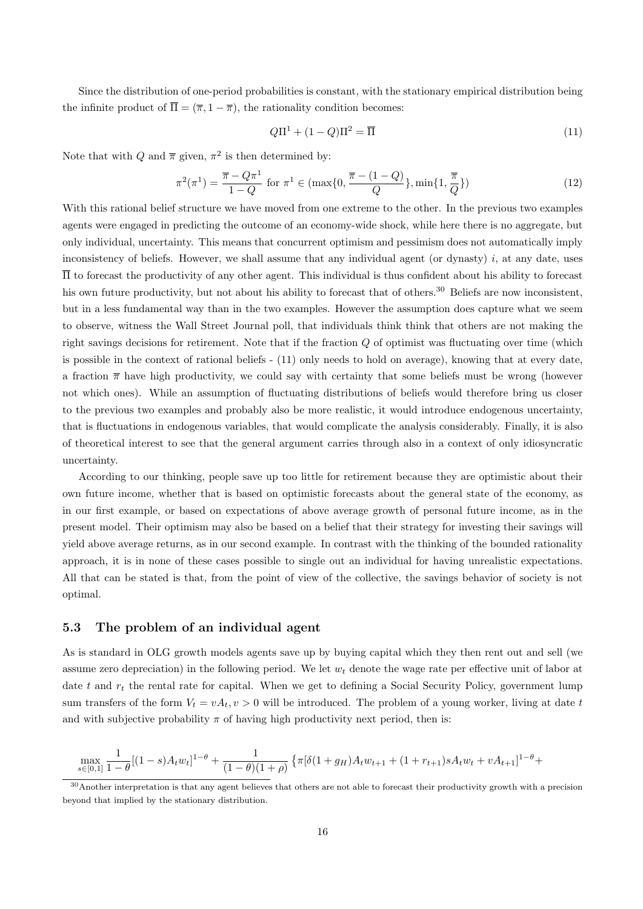Since the distribution of one-period probabilities is constant, with the stationary empirical distribution being the infinite product of $\overline{\Pi} = (\overline{\pi}, 1 - \overline{\pi})$, the rationality condition becomes:

$$Q\Pi^1 + (1 - Q)\Pi^2 = \overline{\Pi} \tag{11}$$

Note that with $Q$ and $\overline{\pi}$ given, $\pi^2$ is then determined by:

$$\pi^2(\pi^1) = \frac{\overline{\pi} - Q\pi^1}{1 - Q} \text{ for } \pi^1 \in (\max\{0, \frac{\overline{\pi} - (1 - Q)}{Q}\}, \min\{1, \frac{\overline{\pi}}{Q}\}) \tag{12}$$

With this rational belief structure we have moved from one extreme to the other. In the previous two examples agents were engaged in predicting the outcome of an economy-wide shock, while here there is no aggregate, but only individual, uncertainty. This means that concurrent optimism and pessimism does not automatically imply inconsistency of beliefs. However, we shall assume that any individual agent (or dynasty) $i$, at any date, uses $\overline{\Pi}$ to forecast the productivity of any other agent. This individual is thus confident about his ability to forecast his own future productivity, but not about his ability to forecast that of others.[30] Beliefs are now inconsistent, but in a less fundamental way than in the two examples. However the assumption does capture what we seem to observe, witness the Wall Street Journal poll, that individuals think think that others are not making the right savings decisions for retirement. Note that if the fraction $Q$ of optimist was fluctuating over time (which is possible in the context of rational beliefs - (11) only needs to hold on average), knowing that at every date, a fraction $\overline{\pi}$ have high productivity, we could say with certainty that some beliefs must be wrong (however not which ones). While an assumption of fluctuating distributions of beliefs would therefore bring us closer to the previous two examples and probably also be more realistic, it would introduce endogenous uncertainty, that is fluctuations in endogenous variables, that would complicate the analysis considerably. Finally, it is also of theoretical interest to see that the general argument carries through also in a context of only idiosyncratic uncertainty.

According to our thinking, people save up too little for retirement because they are optimistic about their own future income, whether that is based on optimistic forecasts about the general state of the economy, as in our first example, or based on expectations of above average growth of personal future income, as in the present model. Their optimism may also be based on a belief that their strategy for investing their savings will yield above average returns, as in our second example. In contrast with the thinking of the bounded rationality approach, it is in none of these cases possible to single out an individual for having unrealistic expectations. All that can be stated is that, from the point of view of the collective, the savings behavior of society is not optimal.

### 5.3 The problem of an individual agent

As is standard in OLG growth models agents save up by buying capital which they then rent out and sell (we assume zero depreciation) in the following period. We let $w_t$ denote the wage rate per effective unit of labor at date $t$ and $r_t$ the rental rate for capital. When we get to defining a Social Security Policy, government lump sum transfers of the form $V_t = vA_t, v > 0$ will be introduced. The problem of a young worker, living at date $t$ and with subjective probability $\pi$ of having high productivity next period, then is:

$$\max_{s \in [0,1]} \frac{1}{1-\theta}[(1-s)A_t w_t]^{1-\theta} + \frac{1}{(1-\theta)(1+\rho)} \left\{ \pi[\delta(1+g_H)A_t w_{t+1} + (1+r_{t+1})sA_t w_t + vA_{t+1}]^{1-\theta} + \right.$$

[30] Another interpretation is that any agent believes that others are not able to forecast their productivity growth with a precision beyond that implied by the stationary distribution.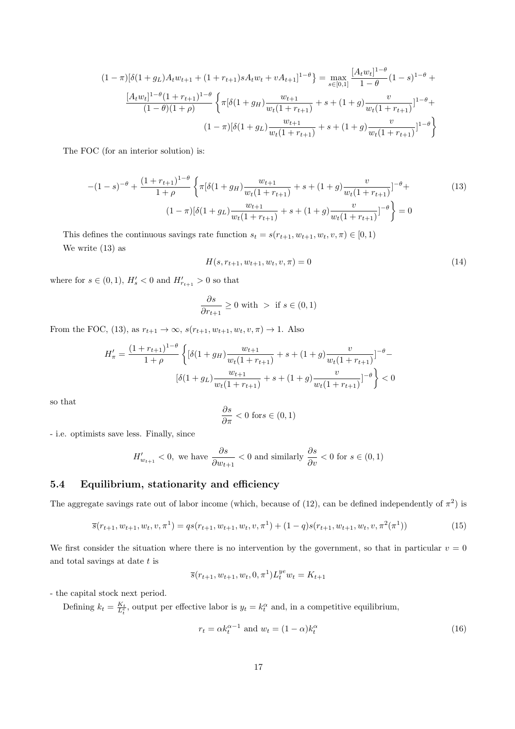$$(1-\pi)[\delta(1+g_L)A_t w_{t+1} + (1+r_{t+1})sA_t w_t + vA_{t+1}]^{1-\theta}\Big\} = \max_{s\in[0,1]} \frac{[A_t w_t]^{1-\theta}}{1-\theta}(1-s)^{1-\theta} +$$

$$\frac{[A_t w_t]^{1-\theta}(1+r_{t+1})^{1-\theta}}{(1-\theta)(1+\rho)} \left\{ \pi[\delta(1+g_H)\frac{w_{t+1}}{w_t(1+r_{t+1})} + s + (1+g)\frac{v}{w_t(1+r_{t+1})}]^{1-\theta} + \right.$$

$$\left. (1-\pi)[\delta(1+g_L)\frac{w_{t+1}}{w_t(1+r_{t+1})} + s + (1+g)\frac{v}{w_t(1+r_{t+1})}]^{1-\theta} \right\}$$

The FOC (for an interior solution) is:

$$-(1-s)^{-\theta} + \frac{(1+r_{t+1})^{1-\theta}}{1+\rho} \left\{ \pi[\delta(1+g_H)\frac{w_{t+1}}{w_t(1+r_{t+1})} + s + (1+g)\frac{v}{w_t(1+r_{t+1})}]^{-\theta} + \right.$$
$$\left. (1-\pi)[\delta(1+g_L)\frac{w_{t+1}}{w_t(1+r_{t+1})} + s + (1+g)\frac{v}{w_t(1+r_{t+1})}]^{-\theta} \right\} = 0 \tag{13}$$

This defines the continuous savings rate function $s_t = s(r_{t+1}, w_{t+1}, w_t, v, \pi) \in [0,1)$

We write (13) as

$$H(s, r_{t+1}, w_{t+1}, w_t, v, \pi) = 0 \tag{14}$$

where for $s \in (0,1)$, $H'_s < 0$ and $H'_{r_{t+1}} > 0$ so that

$$\frac{\partial s}{\partial r_{t+1}} \geq 0 \text{ with } > \text{ if } s \in (0,1)$$

From the FOC, (13), as $r_{t+1} \to \infty$, $s(r_{t+1}, w_{t+1}, w_t, v, \pi) \to 1$. Also

$$H'_\pi = \frac{(1+r_{t+1})^{1-\theta}}{1+\rho} \left\{ [\delta(1+g_H)\frac{w_{t+1}}{w_t(1+r_{t+1})} + s + (1+g)\frac{v}{w_t(1+r_{t+1})}]^{-\theta} - \right.$$
$$\left. [\delta(1+g_L)\frac{w_{t+1}}{w_t(1+r_{t+1})} + s + (1+g)\frac{v}{w_t(1+r_{t+1})}]^{-\theta} \right\} < 0$$

so that

$$\frac{\partial s}{\partial \pi} < 0 \text{ for} s \in (0,1)$$

- i.e. optimists save less. Finally, since

$$H'_{w_{t+1}} < 0, \text{ we have } \frac{\partial s}{\partial w_{t+1}} < 0 \text{ and similarly } \frac{\partial s}{\partial v} < 0 \text{ for } s \in (0,1)$$

## 5.4 Equilibrium, stationarity and efficiency

The aggregate savings rate out of labor income (which, because of (12), can be defined independently of $\pi^2$) is

$$\overline{s}(r_{t+1}, w_{t+1}, w_t, v, \pi^1) = qs(r_{t+1}, w_{t+1}, w_t, v, \pi^1) + (1-q)s(r_{t+1}, w_{t+1}, w_t, v, \pi^2(\pi^1)) \tag{15}$$

We first consider the situation where there is no intervention by the government, so that in particular $v = 0$ and total savings at date $t$ is

$$\overline{s}(r_{t+1}, w_{t+1}, w_t, 0, \pi^1)L_t^{ye} w_t = K_{t+1}$$

- the capital stock next period.

Defining $k_t = \frac{K_t}{L_t^e}$, output per effective labor is $y_t = k_t^\alpha$ and, in a competitive equilibrium,

$$r_t = \alpha k_t^{\alpha-1} \text{ and } w_t = (1-\alpha)k_t^\alpha \tag{16}$$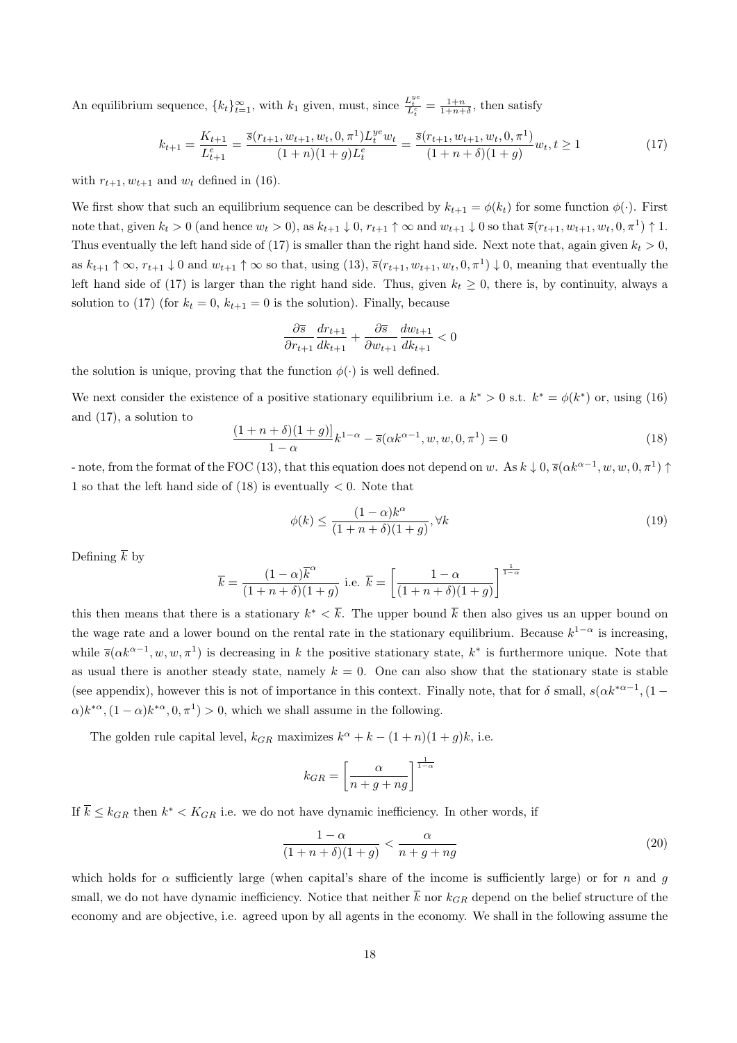An equilibrium sequence, $\{k_t\}_{t=1}^{\infty}$, with $k_1$ given, must, since $\frac{L_t^{ye}}{L_t^e} = \frac{1+n}{1+n+\delta}$, then satisfy

$$k_{t+1} = \frac{K_{t+1}}{L_{t+1}^e} = \frac{\overline{s}(r_{t+1}, w_{t+1}, w_t, 0, \pi^1) L_t^{ye} w_t}{(1+n)(1+g) L_t^e} = \frac{\overline{s}(r_{t+1}, w_{t+1}, w_t, 0, \pi^1)}{(1+n+\delta)(1+g)} w_t, t \geq 1 \tag{17}$$

with $r_{t+1}, w_{t+1}$ and $w_t$ defined in (16).

We first show that such an equilibrium sequence can be described by $k_{t+1} = \phi(k_t)$ for some function $\phi(\cdot)$. First note that, given $k_t > 0$ (and hence $w_t > 0$), as $k_{t+1} \downarrow 0$, $r_{t+1} \uparrow \infty$ and $w_{t+1} \downarrow 0$ so that $\overline{s}(r_{t+1}, w_{t+1}, w_t, 0, \pi^1) \uparrow 1$. Thus eventually the left hand side of (17) is smaller than the right hand side. Next note that, again given $k_t > 0$, as $k_{t+1} \uparrow \infty$, $r_{t+1} \downarrow 0$ and $w_{t+1} \uparrow \infty$ so that, using (13), $\overline{s}(r_{t+1}, w_{t+1}, w_t, 0, \pi^1) \downarrow 0$, meaning that eventually the left hand side of (17) is larger than the right hand side. Thus, given $k_t \geq 0$, there is, by continuity, always a solution to (17) (for $k_t = 0$, $k_{t+1} = 0$ is the solution). Finally, because

$$\frac{\partial \overline{s}}{\partial r_{t+1}} \frac{dr_{t+1}}{dk_{t+1}} + \frac{\partial \overline{s}}{\partial w_{t+1}} \frac{dw_{t+1}}{dk_{t+1}} < 0$$

the solution is unique, proving that the function $\phi(\cdot)$ is well defined.

We next consider the existence of a positive stationary equilibrium i.e. a $k^* > 0$ s.t. $k^* = \phi(k^*)$ or, using (16) and (17), a solution to

$$\frac{(1+n+\delta)(1+g)]}{1-\alpha} k^{1-\alpha} - \overline{s}(\alpha k^{\alpha-1}, w, w, 0, \pi^1) = 0 \tag{18}$$

- note, from the format of the FOC (13), that this equation does not depend on $w$. As $k \downarrow 0$, $\overline{s}(\alpha k^{\alpha-1}, w, w, 0, \pi^1) \uparrow 1$ so that the left hand side of (18) is eventually $< 0$. Note that

$$\phi(k) \leq \frac{(1-\alpha)k^{\alpha}}{(1+n+\delta)(1+g)}, \forall k \tag{19}$$

Defining $\overline{k}$ by

$$\overline{k} = \frac{(1-\alpha)\overline{k}^{\alpha}}{(1+n+\delta)(1+g)} \text{ i.e. } \overline{k} = \left[\frac{1-\alpha}{(1+n+\delta)(1+g)}\right]^{\frac{1}{1-\alpha}}$$

this then means that there is a stationary $k^* < \overline{k}$. The upper bound $\overline{k}$ then also gives us an upper bound on the wage rate and a lower bound on the rental rate in the stationary equilibrium. Because $k^{1-\alpha}$ is increasing, while $\overline{s}(\alpha k^{\alpha-1}, w, w, \pi^1)$ is decreasing in $k$ the positive stationary state, $k^*$ is furthermore unique. Note that as usual there is another steady state, namely $k = 0$. One can also show that the stationary state is stable (see appendix), however this is not of importance in this context. Finally note, that for $\delta$ small, $s(\alpha k^{*\alpha-1}, (1-\alpha)k^{*\alpha}, (1-\alpha)k^{*\alpha}, 0, \pi^1) > 0$, which we shall assume in the following.

The golden rule capital level, $k_{GR}$ maximizes $k^{\alpha} + k - (1+n)(1+g)k$, i.e.

$$k_{GR} = \left[\frac{\alpha}{n+g+ng}\right]^{\frac{1}{1-\alpha}}$$

If $\overline{k} \leq k_{GR}$ then $k^* < K_{GR}$ i.e. we do not have dynamic inefficiency. In other words, if

$$\frac{1-\alpha}{(1+n+\delta)(1+g)} < \frac{\alpha}{n+g+ng} \tag{20}$$

which holds for $\alpha$ sufficiently large (when capital's share of the income is sufficiently large) or for $n$ and $g$ small, we do not have dynamic inefficiency. Notice that neither $\overline{k}$ nor $k_{GR}$ depend on the belief structure of the economy and are objective, i.e. agreed upon by all agents in the economy. We shall in the following assume the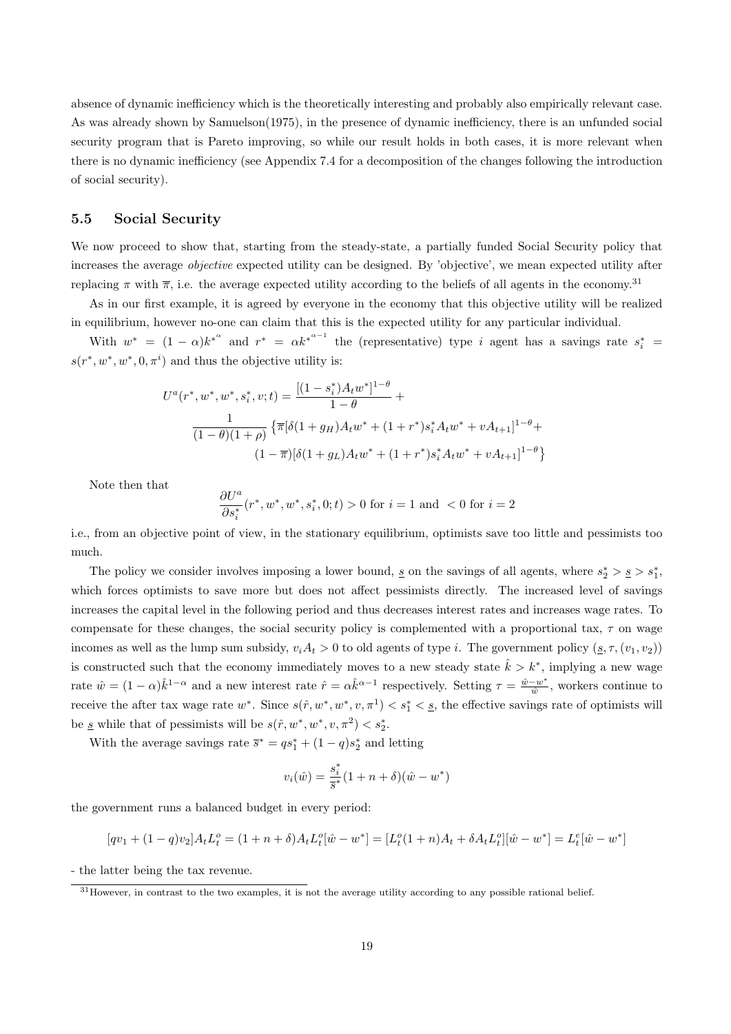absence of dynamic inefficiency which is the theoretically interesting and probably also empirically relevant case. As was already shown by Samuelson(1975), in the presence of dynamic inefficiency, there is an unfunded social security program that is Pareto improving, so while our result holds in both cases, it is more relevant when there is no dynamic inefficiency (see Appendix 7.4 for a decomposition of the changes following the introduction of social security).

## 5.5 Social Security

We now proceed to show that, starting from the steady-state, a partially funded Social Security policy that increases the average *objective* expected utility can be designed. By 'objective', we mean expected utility after replacing $\pi$ with $\overline{\pi}$, i.e. the average expected utility according to the beliefs of all agents in the economy.[31]

As in our first example, it is agreed by everyone in the economy that this objective utility will be realized in equilibrium, however no-one can claim that this is the expected utility for any particular individual.

With $w^* = (1-\alpha)k^{*^\alpha}$ and $r^* = \alpha k^{*^{\alpha-1}}$ the (representative) type $i$ agent has a savings rate $s_i^* = s(r^*, w^*, w^*, 0, \pi^i)$ and thus the objective utility is:

$$U^a(r^*, w^*, w^*, s_i^*, v; t) = \frac{[(1-s_i^*)A_t w^*]^{1-\theta}}{1-\theta} + \frac{1}{(1-\theta)(1+\rho)} \left\{ \overline{\pi}[\delta(1+g_H)A_t w^* + (1+r^*)s_i^* A_t w^* + vA_{t+1}]^{1-\theta} + (1-\overline{\pi})[\delta(1+g_L)A_t w^* + (1+r^*)s_i^* A_t w^* + vA_{t+1}]^{1-\theta} \right\}$$

Note then that

$$\frac{\partial U^a}{\partial s_i^*}(r^*, w^*, w^*, s_i^*, 0; t) > 0 \text{ for } i = 1 \text{ and } < 0 \text{ for } i = 2$$

i.e., from an objective point of view, in the stationary equilibrium, optimists save too little and pessimists too much.

The policy we consider involves imposing a lower bound, $\underline{s}$ on the savings of all agents, where $s_2^* > \underline{s} > s_1^*$, which forces optimists to save more but does not affect pessimists directly. The increased level of savings increases the capital level in the following period and thus decreases interest rates and increases wage rates. To compensate for these changes, the social security policy is complemented with a proportional tax, $\tau$ on wage incomes as well as the lump sum subsidy, $v_i A_t > 0$ to old agents of type $i$. The government policy $(\underline{s}, \tau, (v_1, v_2))$ is constructed such that the economy immediately moves to a new steady state $\hat{k} > k^*$, implying a new wage rate $\hat{w} = (1-\alpha)\hat{k}^{1-\alpha}$ and a new interest rate $\hat{r} = \alpha\hat{k}^{\alpha-1}$ respectively. Setting $\tau = \frac{\hat{w}-w^*}{\hat{w}}$, workers continue to receive the after tax wage rate $w^*$. Since $s(\hat{r}, w^*, w^*, v, \pi^1) < s_1^* < \underline{s}$, the effective savings rate of optimists will be $\underline{s}$ while that of pessimists will be $s(\hat{r}, w^*, w^*, v, \pi^2) < s_2^*$.

With the average savings rate $\overline{s}^* = qs_1^* + (1-q)s_2^*$ and letting

$$v_i(\hat{w}) = \frac{s_i^*}{\overline{s}^*}(1+n+\delta)(\hat{w} - w^*)$$

the government runs a balanced budget in every period:

$$[qv_1 + (1-q)v_2]A_t L_t^o = (1+n+\delta)A_t L_t^o[\hat{w} - w^*] = [L_t^o(1+n)A_t + \delta A_t L_t^o][\hat{w} - w^*] = L_t^e[\hat{w} - w^*]$$

- the latter being the tax revenue.

[31] However, in contrast to the two examples, it is not the average utility according to any possible rational belief.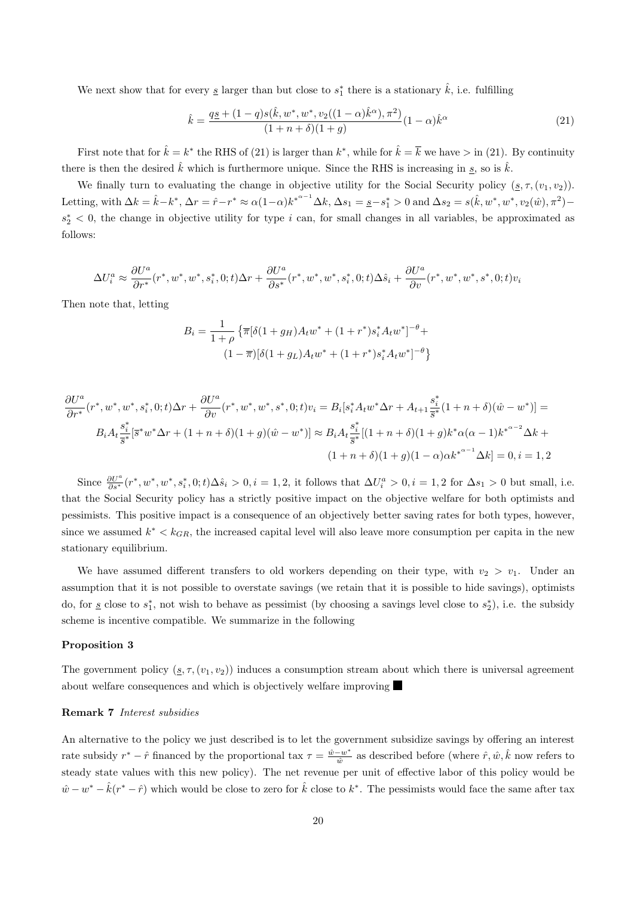We next show that for every $\underline{s}$ larger than but close to $s_1^*$ there is a stationary $\hat{k}$, i.e. fulfilling

$$\hat{k} = \frac{q\underline{s} + (1-q)s(\hat{k}, w^*, w^*, v_2((1-\alpha)\hat{k}^\alpha), \pi^2)}{(1+n+\delta)(1+g)}(1-\alpha)\hat{k}^\alpha \tag{21}$$

First note that for $\hat{k} = k^*$ the RHS of (21) is larger than $k^*$, while for $\hat{k} = \overline{k}$ we have $>$ in (21). By continuity there is then the desired $\hat{k}$ which is furthermore unique. Since the RHS is increasing in $\underline{s}$, so is $\hat{k}$.

We finally turn to evaluating the change in objective utility for the Social Security policy $(\underline{s}, \tau, (v_1, v_2))$. Letting, with $\Delta k = \hat{k} - k^*$, $\Delta r = \hat{r} - r^* \approx \alpha(1-\alpha)k^{*^{\alpha-1}}\Delta k$, $\Delta s_1 = \underline{s} - s_1^* > 0$ and $\Delta s_2 = s(\hat{k}, w^*, w^*, v_2(\hat{w}), \pi^2) - s_2^* < 0$, the change in objective utility for type $i$ can, for small changes in all variables, be approximated as follows:

$$\Delta U_i^a \approx \frac{\partial U^a}{\partial r^*}(r^*, w^*, w^*, s_i^*, 0; t)\Delta r + \frac{\partial U^a}{\partial s^*}(r^*, w^*, w^*, s_i^*, 0; t)\Delta \hat{s}_i + \frac{\partial U^a}{\partial v}(r^*, w^*, w^*, s^*, 0; t)v_i$$

Then note that, letting

$$B_i = \frac{1}{1+\rho}\left\{\overline{\pi}[\delta(1+g_H)A_t w^* + (1+r^*)s_i^* A_t w^*]^{-\theta} + (1-\overline{\pi})[\delta(1+g_L)A_t w^* + (1+r^*)s_i^* A_t w^*]^{-\theta}\right\}$$

$$\begin{aligned}
&\frac{\partial U^a}{\partial r^*}(r^*, w^*, w^*, s_i^*, 0; t)\Delta r + \frac{\partial U^a}{\partial v}(r^*, w^*, w^*, s^*, 0; t)v_i = B_i[s_i^* A_t w^* \Delta r + A_{t+1}\frac{s_i^*}{\overline{s}^*}(1+n+\delta)(\hat{w} - w^*)] = \\
&B_i A_t \frac{s_i^*}{\overline{s}^*}[\overline{s}^* w^* \Delta r + (1+n+\delta)(1+g)(\hat{w} - w^*)] \approx B_i A_t \frac{s_i^*}{\overline{s}^*}[(1+n+\delta)(1+g)k^*\alpha(\alpha-1)k^{*^{\alpha-2}}\Delta k + \\
&(1+n+\delta)(1+g)(1-\alpha)\alpha k^{*^{\alpha-1}}\Delta k] = 0, i = 1, 2
\end{aligned}$$

Since $\frac{\partial U^a}{\partial s^*}(r^*, w^*, w^*, s_i^*, 0; t)\Delta \hat{s}_i > 0, i = 1, 2$, it follows that $\Delta U_i^a > 0, i = 1, 2$ for $\Delta s_1 > 0$ but small, i.e. that the Social Security policy has a strictly positive impact on the objective welfare for both optimists and pessimists. This positive impact is a consequence of an objectively better saving rates for both types, however, since we assumed $k^* < k_{GR}$, the increased capital level will also leave more consumption per capita in the new stationary equilibrium.

We have assumed different transfers to old workers depending on their type, with $v_2 > v_1$. Under an assumption that it is not possible to overstate savings (we retain that it is possible to hide savings), optimists do, for $\underline{s}$ close to $s_1^*$, not wish to behave as pessimist (by choosing a savings level close to $s_2^*$), i.e. the subsidy scheme is incentive compatible. We summarize in the following

**Proposition 3**

The government policy $(\underline{s}, \tau, (v_1, v_2))$ induces a consumption stream about which there is universal agreement about welfare consequences and which is objectively welfare improving ■

**Remark 7** *Interest subsidies*

An alternative to the policy we just described is to let the government subsidize savings by offering an interest rate subsidy $r^* - \hat{r}$ financed by the proportional tax $\tau = \frac{\hat{w} - w^*}{\hat{w}}$ as described before (where $\hat{r}, \hat{w}, \hat{k}$ now refers to steady state values with this new policy). The net revenue per unit of effective labor of this policy would be $\hat{w} - w^* - \hat{k}(r^* - \hat{r})$ which would be close to zero for $\hat{k}$ close to $k^*$. The pessimists would face the same after tax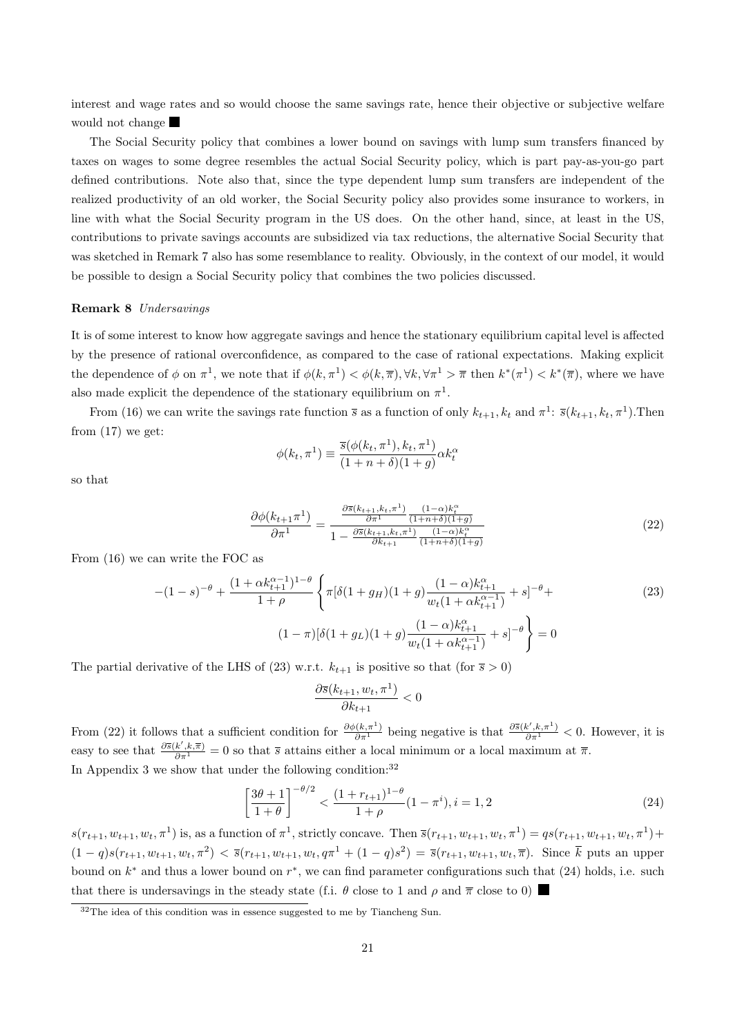interest and wage rates and so would choose the same savings rate, hence their objective or subjective welfare would not change ■

The Social Security policy that combines a lower bound on savings with lump sum transfers financed by taxes on wages to some degree resembles the actual Social Security policy, which is part pay-as-you-go part defined contributions. Note also that, since the type dependent lump sum transfers are independent of the realized productivity of an old worker, the Social Security policy also provides some insurance to workers, in line with what the Social Security program in the US does. On the other hand, since, at least in the US, contributions to private savings accounts are subsidized via tax reductions, the alternative Social Security that was sketched in Remark 7 also has some resemblance to reality. Obviously, in the context of our model, it would be possible to design a Social Security policy that combines the two policies discussed.

**Remark 8** *Undersavings*

It is of some interest to know how aggregate savings and hence the stationary equilibrium capital level is affected by the presence of rational overconfidence, as compared to the case of rational expectations. Making explicit the dependence of $\phi$ on $\pi^1$, we note that if $\phi(k,\pi^1) < \phi(k,\overline{\pi}), \forall k, \forall \pi^1 > \overline{\pi}$ then $k^*(\pi^1) < k^*(\overline{\pi})$, where we have also made explicit the dependence of the stationary equilibrium on $\pi^1$.

From (16) we can write the savings rate function $\overline{s}$ as a function of only $k_{t+1}, k_t$ and $\pi^1$: $\overline{s}(k_{t+1}, k_t, \pi^1)$.Then from (17) we get:

$$\phi(k_t,\pi^1) \equiv \frac{\overline{s}(\phi(k_t,\pi^1),k_t,\pi^1)}{(1+n+\delta)(1+g)}\alpha k_t^{\alpha}$$

so that

$$\frac{\partial \phi(k_{t+1}\pi^1)}{\partial \pi^1} = \frac{\frac{\partial \overline{s}(k_{t+1},k_t,\pi^1)}{\partial \pi^1}\frac{(1-\alpha)k_t^{\alpha}}{(1+n+\delta)(1+g)}}{1-\frac{\partial \overline{s}(k_{t+1},k_t,\pi^1)}{\partial k_{t+1}}\frac{(1-\alpha)k_t^{\alpha}}{(1+n+\delta)(1+g)}} \tag{22}$$

From (16) we can write the FOC as

$$-(1-s)^{-\theta} + \frac{(1+\alpha k_{t+1}^{\alpha-1})^{1-\theta}}{1+\rho}\left\{\pi[\delta(1+g_H)(1+g)\frac{(1-\alpha)k_{t+1}^{\alpha}}{w_t(1+\alpha k_{t+1}^{\alpha-1})}+s]^{-\theta} + \right. \tag{23}$$

$$\left.(1-\pi)[\delta(1+g_L)(1+g)\frac{(1-\alpha)k_{t+1}^{\alpha}}{w_t(1+\alpha k_{t+1}^{\alpha-1})}+s]^{-\theta}\right\} = 0$$

The partial derivative of the LHS of (23) w.r.t. $k_{t+1}$ is positive so that (for $\overline{s} > 0$)

$$\frac{\partial \overline{s}(k_{t+1},w_t,\pi^1)}{\partial k_{t+1}} < 0$$

From (22) it follows that a sufficient condition for $\frac{\partial \phi(k,\pi^1)}{\partial \pi^1}$ being negative is that $\frac{\partial \overline{s}(k',k,\pi^1)}{\partial \pi^1} < 0$. However, it is easy to see that $\frac{\partial \overline{s}(k',k,\overline{\pi})}{\partial \pi^1} = 0$ so that $\overline{s}$ attains either a local minimum or a local maximum at $\overline{\pi}$.
In Appendix 3 we show that under the following condition:[32]

$$\left[\frac{3\theta+1}{1+\theta}\right]^{-\theta/2} < \frac{(1+r_{t+1})^{1-\theta}}{1+\rho}(1-\pi^i), i = 1,2 \tag{24}$$

$s(r_{t+1}, w_{t+1}, w_t, \pi^1)$ is, as a function of $\pi^1$, strictly concave. Then $\overline{s}(r_{t+1}, w_{t+1}, w_t, \pi^1) = qs(r_{t+1}, w_{t+1}, w_t, \pi^1) + (1-q)s(r_{t+1}, w_{t+1}, w_t, \pi^2) < \overline{s}(r_{t+1}, w_{t+1}, w_t, q\pi^1 + (1-q)s^2) = \overline{s}(r_{t+1}, w_{t+1}, w_t, \overline{\pi})$. Since $\overline{k}$ puts an upper bound on $k^*$ and thus a lower bound on $r^*$, we can find parameter configurations such that (24) holds, i.e. such that there is undersavings in the steady state (f.i. $\theta$ close to 1 and $\rho$ and $\overline{\pi}$ close to 0) ■

[32]The idea of this condition was in essence suggested to me by Tiancheng Sun.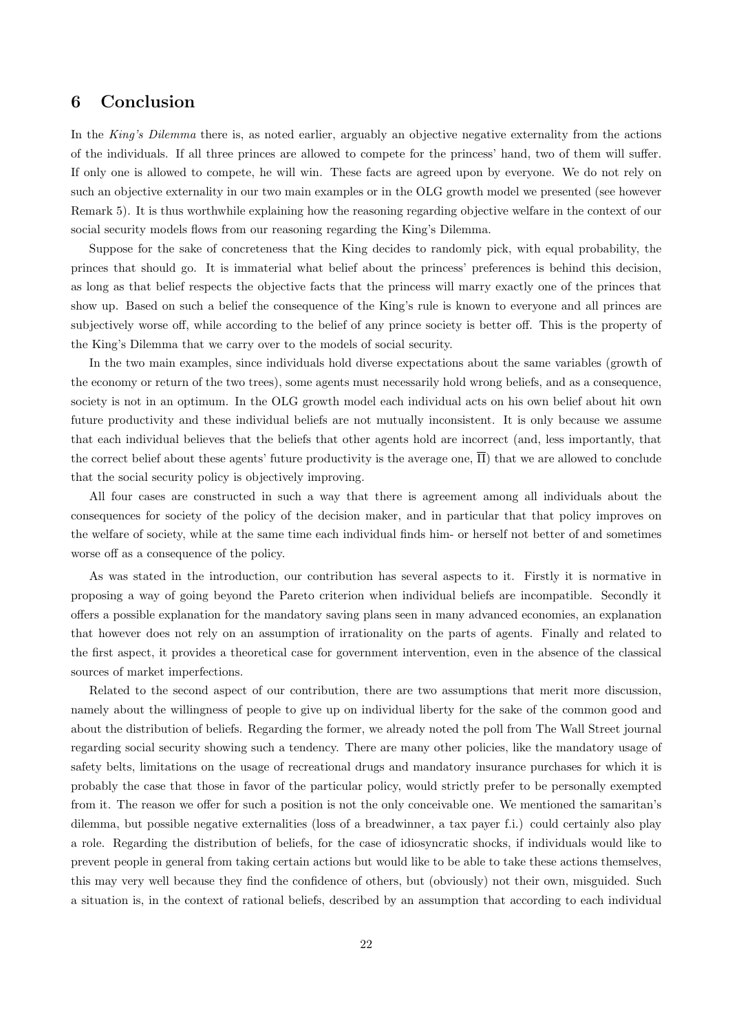# 6 Conclusion

In the *King's Dilemma* there is, as noted earlier, arguably an objective negative externality from the actions of the individuals. If all three princes are allowed to compete for the princess' hand, two of them will suffer. If only one is allowed to compete, he will win. These facts are agreed upon by everyone. We do not rely on such an objective externality in our two main examples or in the OLG growth model we presented (see however Remark 5). It is thus worthwhile explaining how the reasoning regarding objective welfare in the context of our social security models flows from our reasoning regarding the King's Dilemma.

Suppose for the sake of concreteness that the King decides to randomly pick, with equal probability, the princes that should go. It is immaterial what belief about the princess' preferences is behind this decision, as long as that belief respects the objective facts that the princess will marry exactly one of the princes that show up. Based on such a belief the consequence of the King's rule is known to everyone and all princes are subjectively worse off, while according to the belief of any prince society is better off. This is the property of the King's Dilemma that we carry over to the models of social security.

In the two main examples, since individuals hold diverse expectations about the same variables (growth of the economy or return of the two trees), some agents must necessarily hold wrong beliefs, and as a consequence, society is not in an optimum. In the OLG growth model each individual acts on his own belief about hit own future productivity and these individual beliefs are not mutually inconsistent. It is only because we assume that each individual believes that the beliefs that other agents hold are incorrect (and, less importantly, that the correct belief about these agents' future productivity is the average one, $\overline{\Pi}$) that we are allowed to conclude that the social security policy is objectively improving.

All four cases are constructed in such a way that there is agreement among all individuals about the consequences for society of the policy of the decision maker, and in particular that that policy improves on the welfare of society, while at the same time each individual finds him- or herself not better of and sometimes worse off as a consequence of the policy.

As was stated in the introduction, our contribution has several aspects to it. Firstly it is normative in proposing a way of going beyond the Pareto criterion when individual beliefs are incompatible. Secondly it offers a possible explanation for the mandatory saving plans seen in many advanced economies, an explanation that however does not rely on an assumption of irrationality on the parts of agents. Finally and related to the first aspect, it provides a theoretical case for government intervention, even in the absence of the classical sources of market imperfections.

Related to the second aspect of our contribution, there are two assumptions that merit more discussion, namely about the willingness of people to give up on individual liberty for the sake of the common good and about the distribution of beliefs. Regarding the former, we already noted the poll from The Wall Street journal regarding social security showing such a tendency. There are many other policies, like the mandatory usage of safety belts, limitations on the usage of recreational drugs and mandatory insurance purchases for which it is probably the case that those in favor of the particular policy, would strictly prefer to be personally exempted from it. The reason we offer for such a position is not the only conceivable one. We mentioned the samaritan's dilemma, but possible negative externalities (loss of a breadwinner, a tax payer f.i.) could certainly also play a role. Regarding the distribution of beliefs, for the case of idiosyncratic shocks, if individuals would like to prevent people in general from taking certain actions but would like to be able to take these actions themselves, this may very well because they find the confidence of others, but (obviously) not their own, misguided. Such a situation is, in the context of rational beliefs, described by an assumption that according to each individual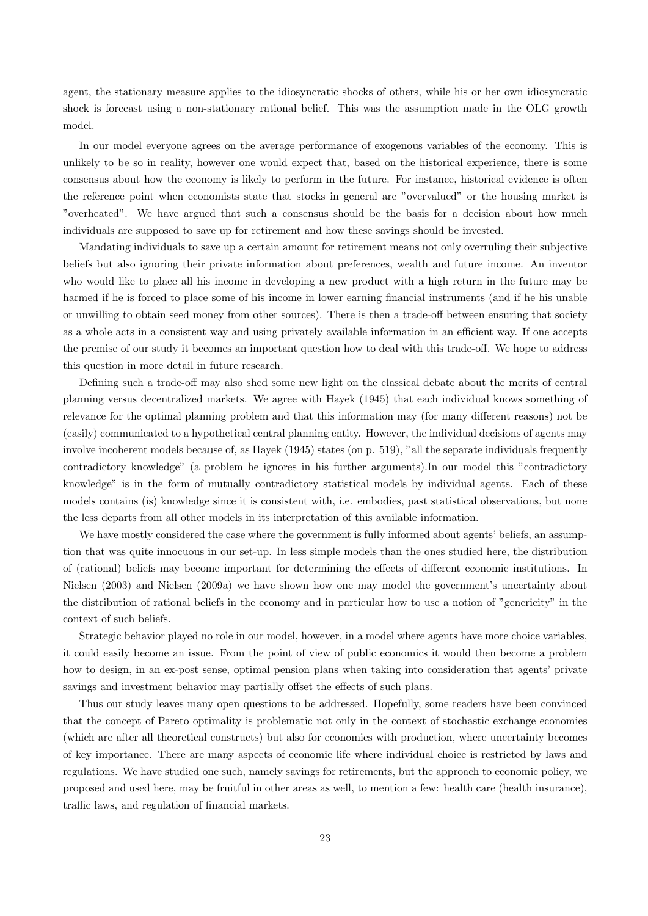agent, the stationary measure applies to the idiosyncratic shocks of others, while his or her own idiosyncratic shock is forecast using a non-stationary rational belief. This was the assumption made in the OLG growth model.

In our model everyone agrees on the average performance of exogenous variables of the economy. This is unlikely to be so in reality, however one would expect that, based on the historical experience, there is some consensus about how the economy is likely to perform in the future. For instance, historical evidence is often the reference point when economists state that stocks in general are "overvalued" or the housing market is "overheated". We have argued that such a consensus should be the basis for a decision about how much individuals are supposed to save up for retirement and how these savings should be invested.

Mandating individuals to save up a certain amount for retirement means not only overruling their subjective beliefs but also ignoring their private information about preferences, wealth and future income. An inventor who would like to place all his income in developing a new product with a high return in the future may be harmed if he is forced to place some of his income in lower earning financial instruments (and if he his unable or unwilling to obtain seed money from other sources). There is then a trade-off between ensuring that society as a whole acts in a consistent way and using privately available information in an efficient way. If one accepts the premise of our study it becomes an important question how to deal with this trade-off. We hope to address this question in more detail in future research.

Defining such a trade-off may also shed some new light on the classical debate about the merits of central planning versus decentralized markets. We agree with Hayek (1945) that each individual knows something of relevance for the optimal planning problem and that this information may (for many different reasons) not be (easily) communicated to a hypothetical central planning entity. However, the individual decisions of agents may involve incoherent models because of, as Hayek (1945) states (on p. 519), "all the separate individuals frequently contradictory knowledge" (a problem he ignores in his further arguments).In our model this "contradictory knowledge" is in the form of mutually contradictory statistical models by individual agents. Each of these models contains (is) knowledge since it is consistent with, i.e. embodies, past statistical observations, but none the less departs from all other models in its interpretation of this available information.

We have mostly considered the case where the government is fully informed about agents' beliefs, an assumption that was quite innocuous in our set-up. In less simple models than the ones studied here, the distribution of (rational) beliefs may become important for determining the effects of different economic institutions. In Nielsen (2003) and Nielsen (2009a) we have shown how one may model the government's uncertainty about the distribution of rational beliefs in the economy and in particular how to use a notion of "genericity" in the context of such beliefs.

Strategic behavior played no role in our model, however, in a model where agents have more choice variables, it could easily become an issue. From the point of view of public economics it would then become a problem how to design, in an ex-post sense, optimal pension plans when taking into consideration that agents' private savings and investment behavior may partially offset the effects of such plans.

Thus our study leaves many open questions to be addressed. Hopefully, some readers have been convinced that the concept of Pareto optimality is problematic not only in the context of stochastic exchange economies (which are after all theoretical constructs) but also for economies with production, where uncertainty becomes of key importance. There are many aspects of economic life where individual choice is restricted by laws and regulations. We have studied one such, namely savings for retirements, but the approach to economic policy, we proposed and used here, may be fruitful in other areas as well, to mention a few: health care (health insurance), traffic laws, and regulation of financial markets.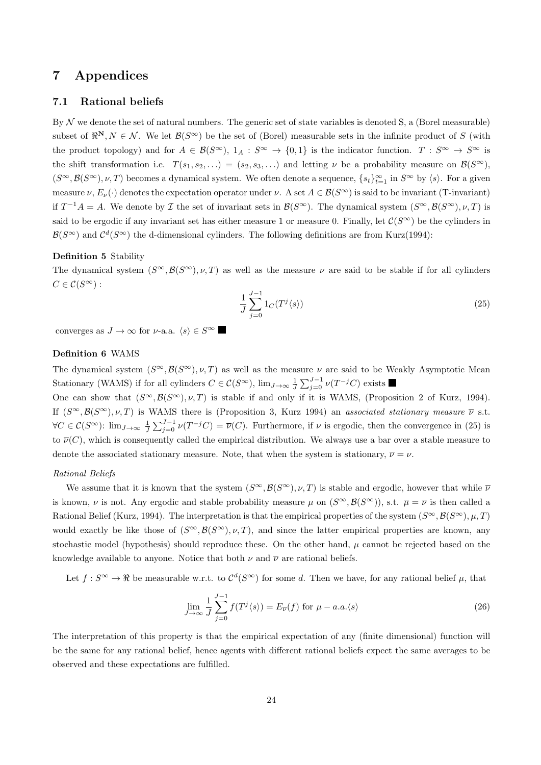# 7 Appendices

## 7.1 Rational beliefs

By $\mathcal{N}$ we denote the set of natural numbers. The generic set of state variables is denoted S, a (Borel measurable) subset of $\Re^{\mathbf{N}}, N \in \mathcal{N}$. We let $\mathcal{B}(S^\infty)$ be the set of (Borel) measurable sets in the infinite product of $S$ (with the product topology) and for $A \in \mathcal{B}(S^\infty)$, $1_A : S^\infty \to \{0, 1\}$ is the indicator function. $T : S^\infty \to S^\infty$ is the shift transformation i.e. $T(s_1, s_2, \ldots) = (s_2, s_3, \ldots)$ and letting $\nu$ be a probability measure on $\mathcal{B}(S^\infty)$, $(S^\infty, \mathcal{B}(S^\infty), \nu, T)$ becomes a dynamical system. We often denote a sequence, $\{s_t\}_{t=1}^\infty$ in $S^\infty$ by $\langle s \rangle$. For a given measure $\nu$, $E_\nu(\cdot)$ denotes the expectation operator under $\nu$. A set $A \in \mathcal{B}(S^\infty)$ is said to be invariant (T-invariant) if $T^{-1}A = A$. We denote by $\mathcal{I}$ the set of invariant sets in $\mathcal{B}(S^\infty)$. The dynamical system $(S^\infty, \mathcal{B}(S^\infty), \nu, T)$ is said to be ergodic if any invariant set has either measure 1 or measure 0. Finally, let $\mathcal{C}(S^\infty)$ be the cylinders in $\mathcal{B}(S^\infty)$ and $\mathcal{C}^d(S^\infty)$ the d-dimensional cylinders. The following definitions are from Kurz(1994):

**Definition 5** Stability

The dynamical system $(S^\infty, \mathcal{B}(S^\infty), \nu, T)$ as well as the measure $\nu$ are said to be stable if for all cylinders $C \in \mathcal{C}(S^\infty)$ :

$$\frac{1}{J} \sum_{j=0}^{J-1} 1_C(T^j \langle s \rangle) \tag{25}$$

converges as $J \to \infty$ for $\nu$-a.a. $\langle s \rangle \in S^\infty$ ■

**Definition 6** WAMS

The dynamical system $(S^\infty, \mathcal{B}(S^\infty), \nu, T)$ as well as the measure $\nu$ are said to be Weakly Asymptotic Mean Stationary (WAMS) if for all cylinders $C \in \mathcal{C}(S^\infty)$, $\lim_{J\to\infty} \frac{1}{J} \sum_{j=0}^{J-1} \nu(T^{-j}C)$ exists ■

One can show that $(S^\infty, \mathcal{B}(S^\infty), \nu, T)$ is stable if and only if it is WAMS, (Proposition 2 of Kurz, 1994). If $(S^\infty, \mathcal{B}(S^\infty), \nu, T)$ is WAMS there is (Proposition 3, Kurz 1994) an *associated stationary measure* $\overline{\nu}$ s.t. $\forall C \in \mathcal{C}(S^\infty)$: $\lim_{J\to\infty} \frac{1}{J} \sum_{j=0}^{J-1} \nu(T^{-j}C) = \overline{\nu}(C)$. Furthermore, if $\nu$ is ergodic, then the convergence in (25) is to $\overline{\nu}(C)$, which is consequently called the empirical distribution. We always use a bar over a stable measure to denote the associated stationary measure. Note, that when the system is stationary, $\overline{\nu} = \nu$.

*Rational Beliefs*

We assume that it is known that the system $(S^\infty, \mathcal{B}(S^\infty), \nu, T)$ is stable and ergodic, however that while $\overline{\nu}$ is known, $\nu$ is not. Any ergodic and stable probability measure $\mu$ on $(S^\infty, \mathcal{B}(S^\infty))$, s.t. $\overline{\mu} = \overline{\nu}$ is then called a Rational Belief (Kurz, 1994). The interpretation is that the empirical properties of the system $(S^\infty, \mathcal{B}(S^\infty), \mu, T)$ would exactly be like those of $(S^\infty, \mathcal{B}(S^\infty), \nu, T)$, and since the latter empirical properties are known, any stochastic model (hypothesis) should reproduce these. On the other hand, $\mu$ cannot be rejected based on the knowledge available to anyone. Notice that both $\nu$ and $\overline{\nu}$ are rational beliefs.

Let $f : S^\infty \to \Re$ be measurable w.r.t. to $\mathcal{C}^d(S^\infty)$ for some $d$. Then we have, for any rational belief $\mu$, that

$$\lim_{J\to\infty} \frac{1}{J} \sum_{j=0}^{J-1} f(T^j \langle s \rangle) = E_{\overline{\nu}}(f) \text{ for } \mu - a.a.\langle s \rangle \tag{26}$$

The interpretation of this property is that the empirical expectation of any (finite dimensional) function will be the same for any rational belief, hence agents with different rational beliefs expect the same averages to be observed and these expectations are fulfilled.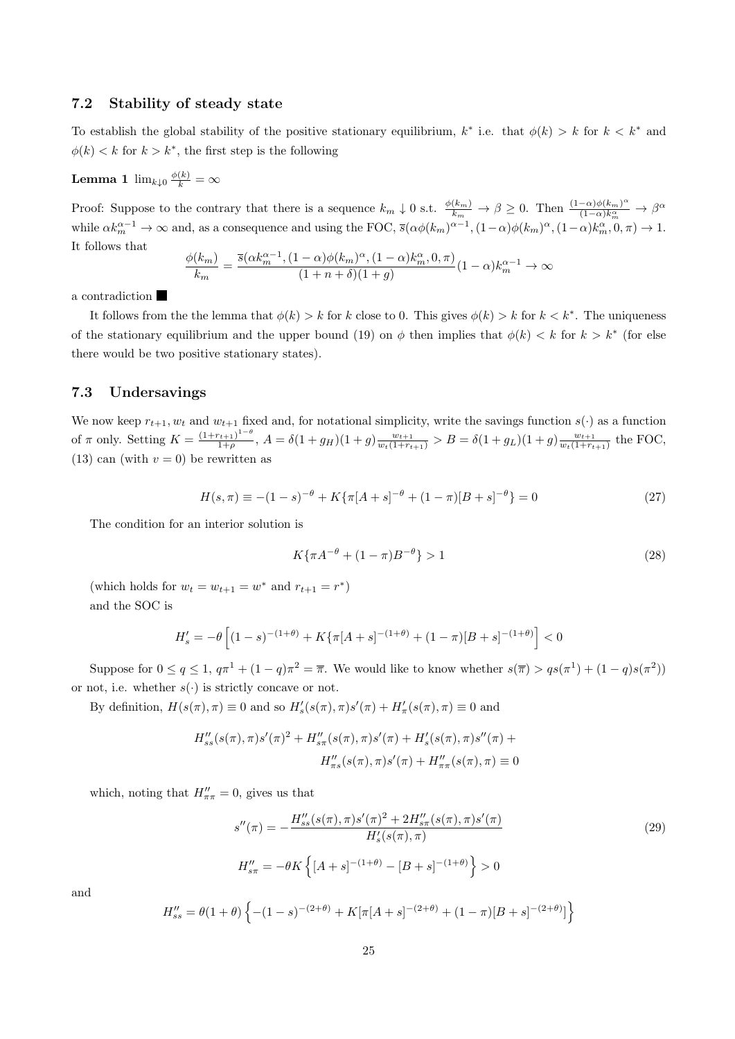### 7.2 Stability of steady state

To establish the global stability of the positive stationary equilibrium, $k^*$ i.e. that $\phi(k) > k$ for $k < k^*$ and $\phi(k) < k$ for $k > k^*$, the first step is the following

**Lemma 1** $\lim_{k \downarrow 0} \frac{\phi(k)}{k} = \infty$

Proof: Suppose to the contrary that there is a sequence $k_m \downarrow 0$ s.t. $\frac{\phi(k_m)}{k_m} \to \beta \geq 0$. Then $\frac{(1-\alpha)\phi(k_m)^\alpha}{(1-\alpha)k_m^\alpha} \to \beta^\alpha$ while $\alpha k_m^{\alpha-1} \to \infty$ and, as a consequence and using the FOC, $\overline{s}(\alpha\phi(k_m)^{\alpha-1}, (1-\alpha)\phi(k_m)^\alpha, (1-\alpha)k_m^\alpha, 0, \pi) \to 1$. It follows that

$$\frac{\phi(k_m)}{k_m} = \frac{\overline{s}(\alpha k_m^{\alpha-1}, (1-\alpha)\phi(k_m)^\alpha, (1-\alpha)k_m^\alpha, 0, \pi)}{(1+n+\delta)(1+g)}(1-\alpha)k_m^{\alpha-1} \to \infty$$

a contradiction ■

It follows from the the lemma that $\phi(k) > k$ for $k$ close to 0. This gives $\phi(k) > k$ for $k < k^*$. The uniqueness of the stationary equilibrium and the upper bound (19) on $\phi$ then implies that $\phi(k) < k$ for $k > k^*$ (for else there would be two positive stationary states).

### 7.3 Undersavings

We now keep $r_{t+1}$, $w_t$ and $w_{t+1}$ fixed and, for notational simplicity, write the savings function $s(\cdot)$ as a function of $\pi$ only. Setting $K = \frac{(1+r_{t+1})^{1-\theta}}{1+\rho}$, $A = \delta(1+g_H)(1+g)\frac{w_{t+1}}{w_t(1+r_{t+1})} > B = \delta(1+g_L)(1+g)\frac{w_{t+1}}{w_t(1+r_{t+1})}$ the FOC, (13) can (with $v = 0$) be rewritten as

$$H(s,\pi) \equiv -(1-s)^{-\theta} + K\{\pi[A+s]^{-\theta} + (1-\pi)[B+s]^{-\theta}\} = 0 \tag{27}$$

The condition for an interior solution is

$$K\{\pi A^{-\theta} + (1-\pi)B^{-\theta}\} > 1 \tag{28}$$

(which holds for $w_t = w_{t+1} = w^*$ and $r_{t+1} = r^*$)

and the SOC is

$$H'_s = -\theta\left[(1-s)^{-(1+\theta)} + K\{\pi[A+s]^{-(1+\theta)} + (1-\pi)[B+s]^{-(1+\theta)}\right] < 0$$

Suppose for $0 \leq q \leq 1$, $q\pi^1 + (1-q)\pi^2 = \overline{\pi}$. We would like to know whether $s(\overline{\pi}) > qs(\pi^1) + (1-q)s(\pi^2))$ or not, i.e. whether $s(\cdot)$ is strictly concave or not.

By definition, $H(s(\pi),\pi) \equiv 0$ and so $H'_s(s(\pi),\pi)s'(\pi) + H'_\pi(s(\pi),\pi) \equiv 0$ and

$$H''_{ss}(s(\pi),\pi)s'(\pi)^2 + H''_{s\pi}(s(\pi),\pi)s'(\pi) + H'_s(s(\pi),\pi)s''(\pi) + \\ H''_{\pi s}(s(\pi),\pi)s'(\pi) + H''_{\pi\pi}(s(\pi),\pi) \equiv 0$$

which, noting that $H''_{\pi\pi} = 0$, gives us that

$$s''(\pi) = -\frac{H''_{ss}(s(\pi),\pi)s'(\pi)^2 + 2H''_{s\pi}(s(\pi),\pi)s'(\pi)}{H'_s(s(\pi),\pi)} \tag{29}$$

$$H''_{s\pi} = -\theta K\left\{[A+s]^{-(1+\theta)} - [B+s]^{-(1+\theta)}\right\} > 0$$

and

$$H''_{ss} = \theta(1+\theta)\left\{-(1-s)^{-(2+\theta)} + K[\pi[A+s]^{-(2+\theta)} + (1-\pi)[B+s]^{-(2+\theta)}]\right\}$$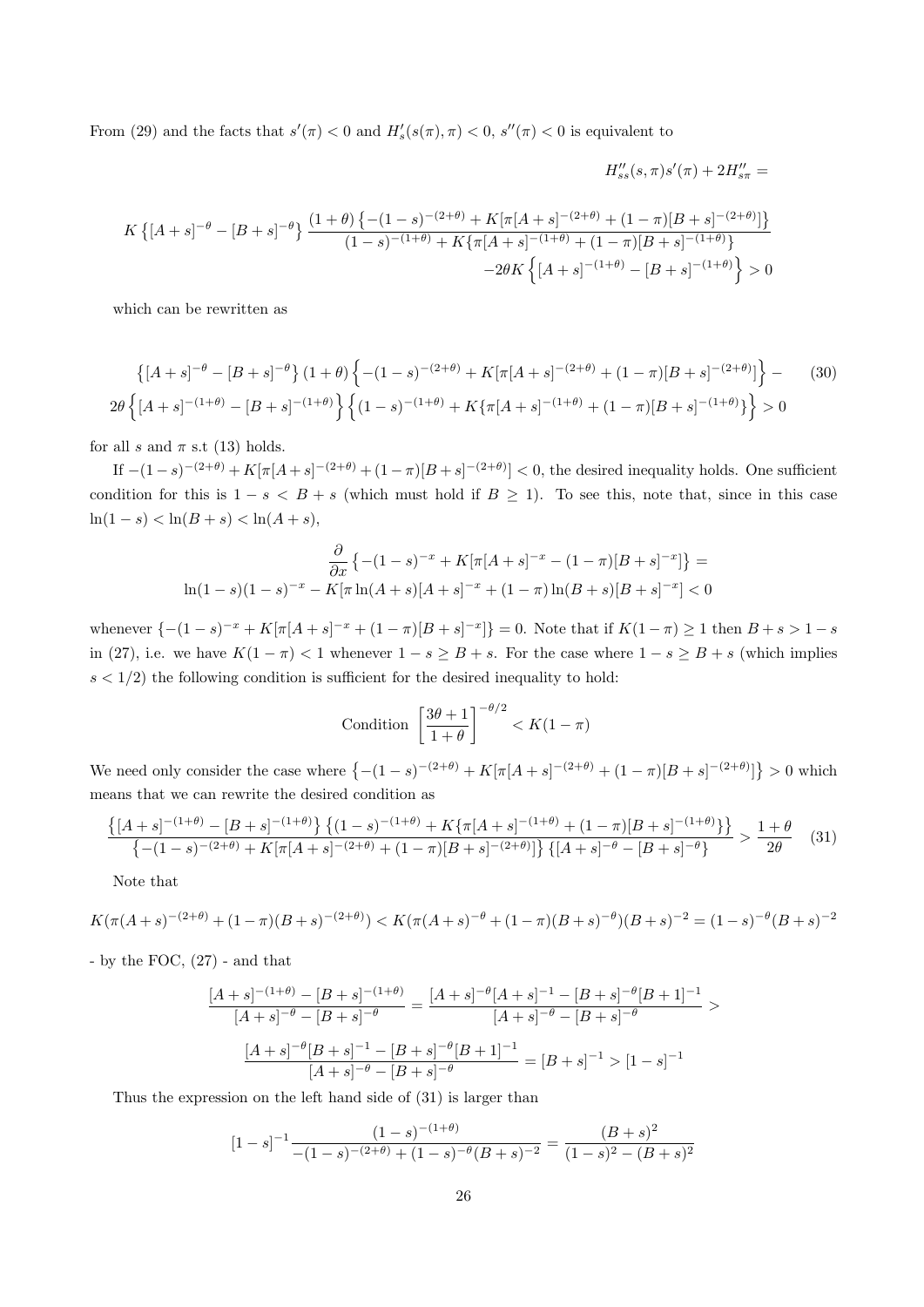From (29) and the facts that $s'(\pi) < 0$ and $H_s'(s(\pi), \pi) < 0$, $s''(\pi) < 0$ is equivalent to

$$H_{ss}''(s,\pi)s'(\pi) + 2H_{s\pi}'' =$$

$$K\left\{[A+s]^{-\theta} - [B+s]^{-\theta}\right\} \frac{(1+\theta)\left\{-(1-s)^{-(2+\theta)} + K[\pi[A+s]^{-(2+\theta)} + (1-\pi)[B+s]^{-(2+\theta)}]\right\}}{(1-s)^{-(1+\theta)} + K\{\pi[A+s]^{-(1+\theta)} + (1-\pi)[B+s]^{-(1+\theta)}\}}$$
$$-2\theta K\left\{[A+s]^{-(1+\theta)} - [B+s]^{-(1+\theta)}\right\} > 0$$

which can be rewritten as

$$\left\{[A+s]^{-\theta} - [B+s]^{-\theta}\right\}(1+\theta)\left\{-(1-s)^{-(2+\theta)} + K[\pi[A+s]^{-(2+\theta)} + (1-\pi)[B+s]^{-(2+\theta)}]\right\} - \tag{30}$$
$$2\theta\left\{[A+s]^{-(1+\theta)} - [B+s]^{-(1+\theta)}\right\}\left\{(1-s)^{-(1+\theta)} + K\{\pi[A+s]^{-(1+\theta)} + (1-\pi)[B+s]^{-(1+\theta)}\}\right\} > 0$$

for all $s$ and $\pi$ s.t (13) holds.

If $-(1-s)^{-(2+\theta)} + K[\pi[A+s]^{-(2+\theta)} + (1-\pi)[B+s]^{-(2+\theta)}] < 0$, the desired inequality holds. One sufficient condition for this is $1-s < B+s$ (which must hold if $B \geq 1$). To see this, note that, since in this case $\ln(1-s) < \ln(B+s) < \ln(A+s)$,

$$\frac{\partial}{\partial x}\left\{-(1-s)^{-x} + K[\pi[A+s]^{-x} - (1-\pi)[B+s]^{-x}]\right\} =$$
$$\ln(1-s)(1-s)^{-x} - K[\pi\ln(A+s)[A+s]^{-x} + (1-\pi)\ln(B+s)[B+s]^{-x}] < 0$$

whenever $\{-(1-s)^{-x} + K[\pi[A+s]^{-x} + (1-\pi)[B+s]^{-x}]\} = 0$. Note that if $K(1-\pi) \geq 1$ then $B+s > 1-s$ in (27), i.e. we have $K(1-\pi) < 1$ whenever $1-s \geq B+s$. For the case where $1-s \geq B+s$ (which implies $s < 1/2$) the following condition is sufficient for the desired inequality to hold:

$$\text{Condition } \left[\frac{3\theta+1}{1+\theta}\right]^{-\theta/2} < K(1-\pi)$$

We need only consider the case where $\left\{-(1-s)^{-(2+\theta)} + K[\pi[A+s]^{-(2+\theta)} + (1-\pi)[B+s]^{-(2+\theta)}]\right\} > 0$ which means that we can rewrite the desired condition as

$$\frac{\left\{[A+s]^{-(1+\theta)} - [B+s]^{-(1+\theta)}\right\}\left\{(1-s)^{-(1+\theta)} + K\{\pi[A+s]^{-(1+\theta)} + (1-\pi)[B+s]^{-(1+\theta)}\}\right\}}{\left\{-(1-s)^{-(2+\theta)} + K[\pi[A+s]^{-(2+\theta)} + (1-\pi)[B+s]^{-(2+\theta)}]\right\}\left\{[A+s]^{-\theta} - [B+s]^{-\theta}\right\}} > \frac{1+\theta}{2\theta} \tag{31}$$

Note that

$$K(\pi(A+s)^{-(2+\theta)} + (1-\pi)(B+s)^{-(2+\theta)}) < K(\pi(A+s)^{-\theta} + (1-\pi)(B+s)^{-\theta})(B+s)^{-2} = (1-s)^{-\theta}(B+s)^{-2}$$

- by the FOC, (27) - and that

$$\frac{[A+s]^{-(1+\theta)} - [B+s]^{-(1+\theta)}}{[A+s]^{-\theta} - [B+s]^{-\theta}} = \frac{[A+s]^{-\theta}[A+s]^{-1} - [B+s]^{-\theta}[B+1]^{-1}}{[A+s]^{-\theta} - [B+s]^{-\theta}} >$$

$$\frac{[A+s]^{-\theta}[B+s]^{-1} - [B+s]^{-\theta}[B+1]^{-1}}{[A+s]^{-\theta} - [B+s]^{-\theta}} = [B+s]^{-1} > [1-s]^{-1}$$

Thus the expression on the left hand side of (31) is larger than

$$[1-s]^{-1}\frac{(1-s)^{-(1+\theta)}}{-(1-s)^{-(2+\theta)} + (1-s)^{-\theta}(B+s)^{-2}} = \frac{(B+s)^2}{(1-s)^2 - (B+s)^2}$$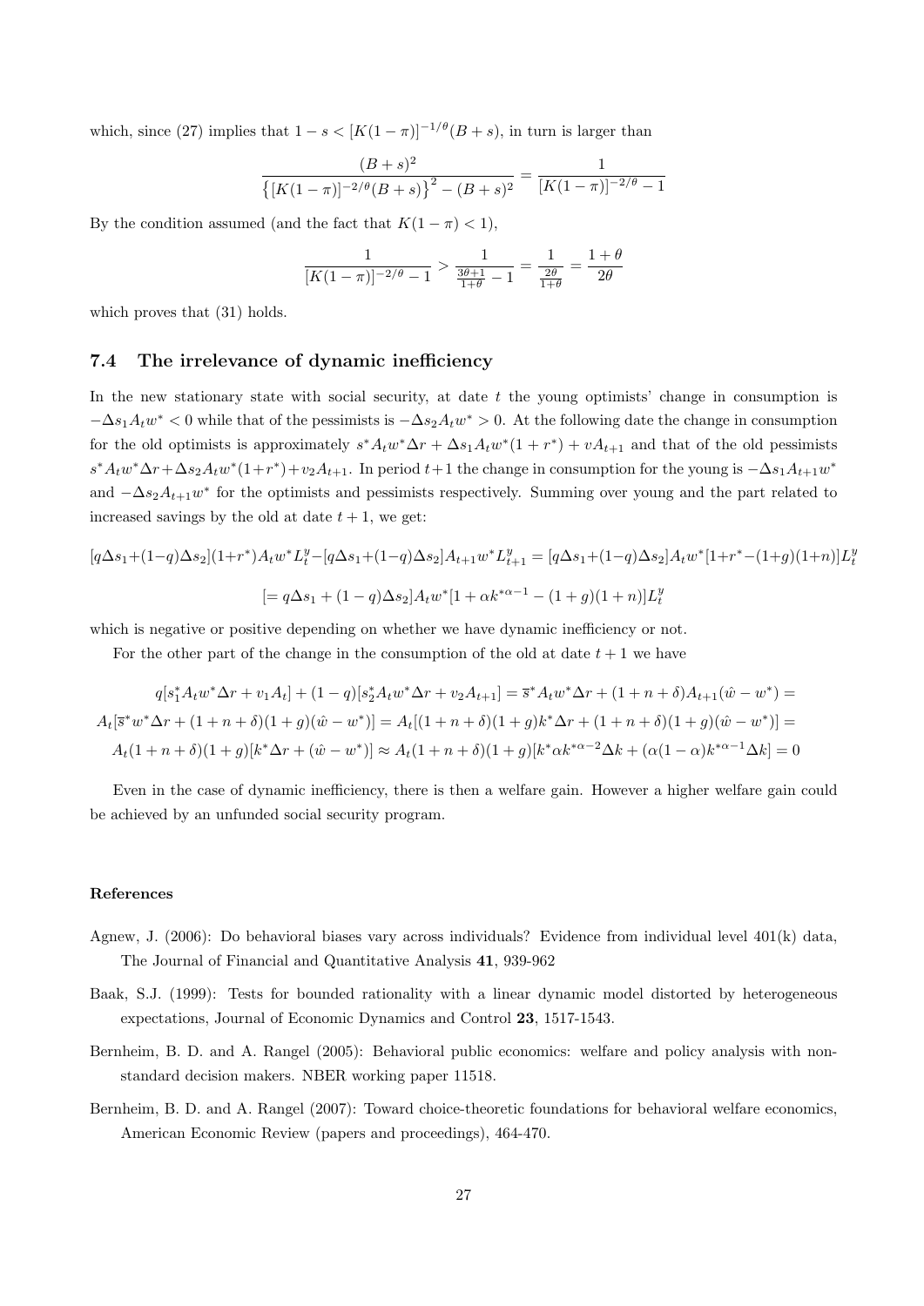which, since (27) implies that $1-s < [K(1-\pi)]^{-1/\theta}(B+s)$, in turn is larger than

$$\frac{(B+s)^2}{\left\{[K(1-\pi)]^{-2/\theta}(B+s)\right\}^2-(B+s)^2}=\frac{1}{[K(1-\pi)]^{-2/\theta}-1}$$

By the condition assumed (and the fact that $K(1-\pi)<1$),

$$\frac{1}{[K(1-\pi)]^{-2/\theta}-1}>\frac{1}{\frac{3\theta+1}{1+\theta}-1}=\frac{1}{\frac{2\theta}{1+\theta}}=\frac{1+\theta}{2\theta}$$

which proves that (31) holds.

### 7.4 The irrelevance of dynamic inefficiency

In the new stationary state with social security, at date $t$ the young optimists' change in consumption is $-\Delta s_1 A_t w^* < 0$ while that of the pessimists is $-\Delta s_2 A_t w^* > 0$. At the following date the change in consumption for the old optimists is approximately $s^* A_t w^* \Delta r + \Delta s_1 A_t w^*(1+r^*) + vA_{t+1}$ and that of the old pessimists $s^* A_t w^* \Delta r + \Delta s_2 A_t w^*(1+r^*) + v_2 A_{t+1}$. In period $t+1$ the change in consumption for the young is $-\Delta s_1 A_{t+1} w^*$ and $-\Delta s_2 A_{t+1} w^*$ for the optimists and pessimists respectively. Summing over young and the part related to increased savings by the old at date $t+1$, we get:

$$[q\Delta s_1+(1-q)\Delta s_2](1+r^*)A_t w^* L_t^y-[q\Delta s_1+(1-q)\Delta s_2]A_{t+1}w^* L_{t+1}^y=[q\Delta s_1+(1-q)\Delta s_2]A_t w^*[1+r^*-(1+g)(1+n)]L_t^y$$

$$[=q\Delta s_1+(1-q)\Delta s_2]A_t w^*[1+\alpha k^{*\alpha-1}-(1+g)(1+n)]L_t^y$$

which is negative or positive depending on whether we have dynamic inefficiency or not.

For the other part of the change in the consumption of the old at date $t+1$ we have

$$q[s_1^* A_t w^* \Delta r + v_1 A_t] + (1-q)[s_2^* A_t w^* \Delta r + v_2 A_{t+1}] = \overline{s}^* A_t w^* \Delta r + (1+n+\delta)A_{t+1}(\hat{w}-w^*) =$$

$$A_t[\overline{s}^* w^* \Delta r + (1+n+\delta)(1+g)(\hat{w}-w^*)] = A_t[(1+n+\delta)(1+g)k^*\Delta r + (1+n+\delta)(1+g)(\hat{w}-w^*)] =$$

$$A_t(1+n+\delta)(1+g)[k^*\Delta r + (\hat{w}-w^*)] \approx A_t(1+n+\delta)(1+g)[k^*\alpha k^{*\alpha-2}\Delta k + (\alpha(1-\alpha)k^{*\alpha-1}\Delta k] = 0$$

Even in the case of dynamic inefficiency, there is then a welfare gain. However a higher welfare gain could be achieved by an unfunded social security program.

#### References

Agnew, J. (2006): Do behavioral biases vary across individuals? Evidence from individual level 401(k) data, The Journal of Financial and Quantitative Analysis **41**, 939-962

Baak, S.J. (1999): Tests for bounded rationality with a linear dynamic model distorted by heterogeneous expectations, Journal of Economic Dynamics and Control **23**, 1517-1543.

Bernheim, B. D. and A. Rangel (2005): Behavioral public economics: welfare and policy analysis with non-standard decision makers. NBER working paper 11518.

Bernheim, B. D. and A. Rangel (2007): Toward choice-theoretic foundations for behavioral welfare economics, American Economic Review (papers and proceedings), 464-470.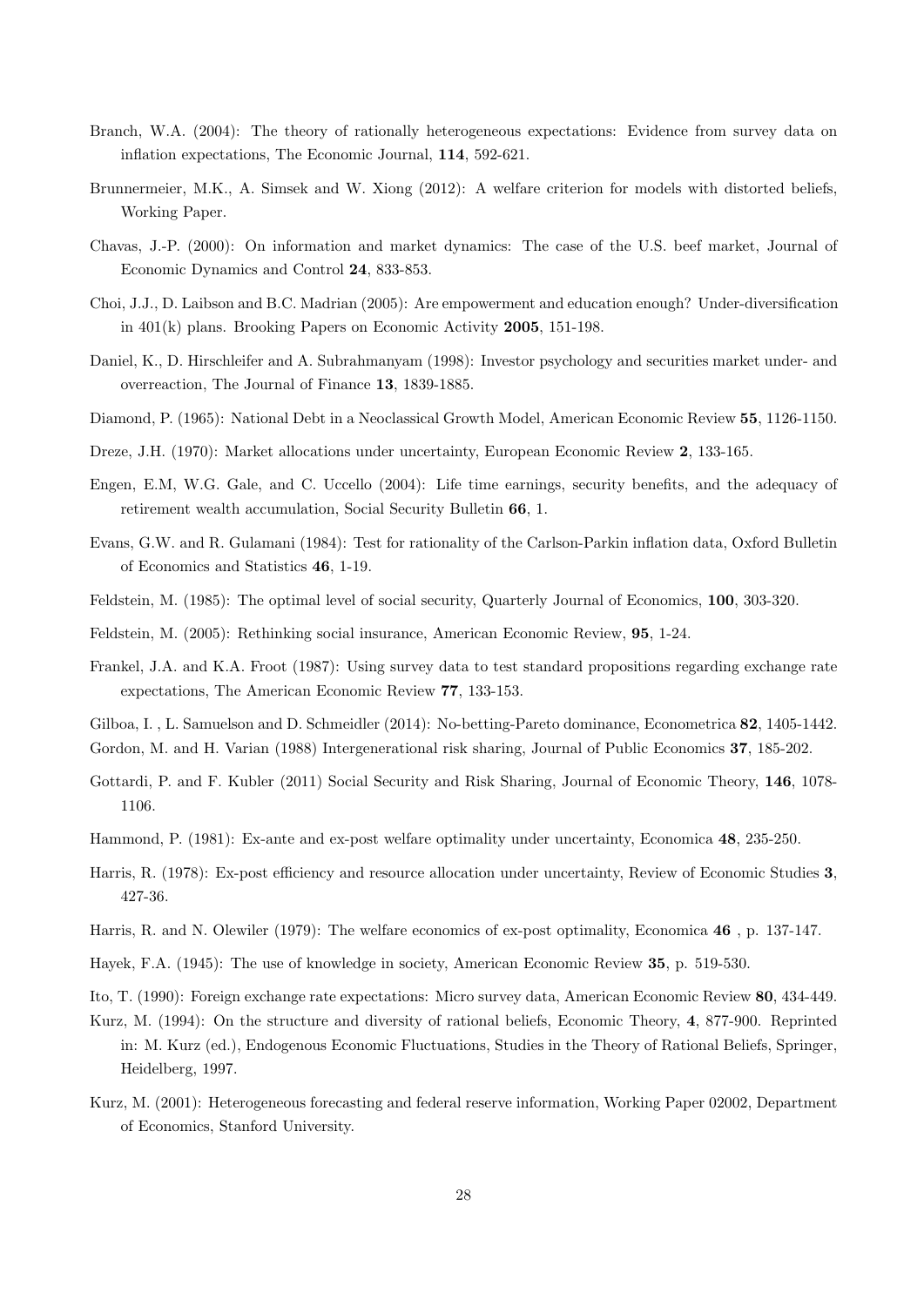Branch, W.A. (2004): The theory of rationally heterogeneous expectations: Evidence from survey data on inflation expectations, The Economic Journal, **114**, 592-621.

Brunnermeier, M.K., A. Simsek and W. Xiong (2012): A welfare criterion for models with distorted beliefs, Working Paper.

Chavas, J.-P. (2000): On information and market dynamics: The case of the U.S. beef market, Journal of Economic Dynamics and Control **24**, 833-853.

Choi, J.J., D. Laibson and B.C. Madrian (2005): Are empowerment and education enough? Under-diversification in 401(k) plans. Brooking Papers on Economic Activity **2005**, 151-198.

Daniel, K., D. Hirschleifer and A. Subrahmanyam (1998): Investor psychology and securities market under- and overreaction, The Journal of Finance **13**, 1839-1885.

Diamond, P. (1965): National Debt in a Neoclassical Growth Model, American Economic Review **55**, 1126-1150.

Dreze, J.H. (1970): Market allocations under uncertainty, European Economic Review **2**, 133-165.

Engen, E.M, W.G. Gale, and C. Uccello (2004): Life time earnings, security benefits, and the adequacy of retirement wealth accumulation, Social Security Bulletin **66**, 1.

Evans, G.W. and R. Gulamani (1984): Test for rationality of the Carlson-Parkin inflation data, Oxford Bulletin of Economics and Statistics **46**, 1-19.

Feldstein, M. (1985): The optimal level of social security, Quarterly Journal of Economics, **100**, 303-320.

Feldstein, M. (2005): Rethinking social insurance, American Economic Review, **95**, 1-24.

Frankel, J.A. and K.A. Froot (1987): Using survey data to test standard propositions regarding exchange rate expectations, The American Economic Review **77**, 133-153.

Gilboa, I. , L. Samuelson and D. Schmeidler (2014): No-betting-Pareto dominance, Econometrica **82**, 1405-1442.

Gordon, M. and H. Varian (1988) Intergenerational risk sharing, Journal of Public Economics **37**, 185-202.

Gottardi, P. and F. Kubler (2011) Social Security and Risk Sharing, Journal of Economic Theory, **146**, 1078-1106.

Hammond, P. (1981): Ex-ante and ex-post welfare optimality under uncertainty, Economica **48**, 235-250.

Harris, R. (1978): Ex-post efficiency and resource allocation under uncertainty, Review of Economic Studies **3**, 427-36.

Harris, R. and N. Olewiler (1979): The welfare economics of ex-post optimality, Economica **46** , p. 137-147.

Hayek, F.A. (1945): The use of knowledge in society, American Economic Review **35**, p. 519-530.

Ito, T. (1990): Foreign exchange rate expectations: Micro survey data, American Economic Review **80**, 434-449.

Kurz, M. (1994): On the structure and diversity of rational beliefs, Economic Theory, **4**, 877-900. Reprinted in: M. Kurz (ed.), Endogenous Economic Fluctuations, Studies in the Theory of Rational Beliefs, Springer, Heidelberg, 1997.

Kurz, M. (2001): Heterogeneous forecasting and federal reserve information, Working Paper 02002, Department of Economics, Stanford University.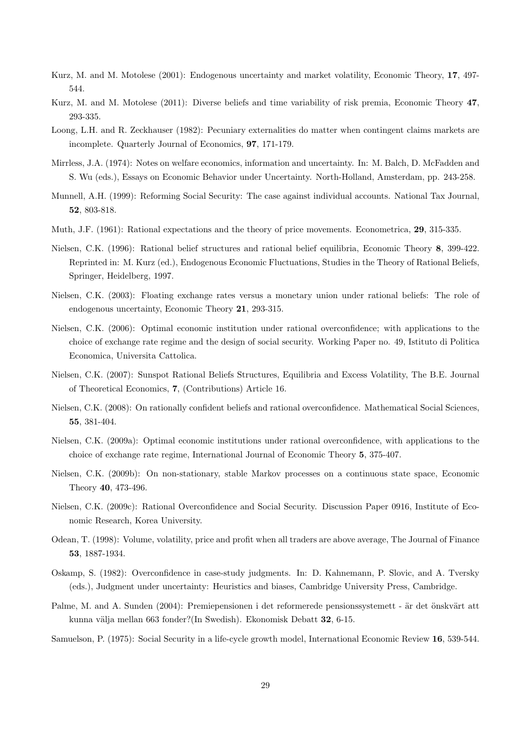Kurz, M. and M. Motolese (2001): Endogenous uncertainty and market volatility, Economic Theory, **17**, 497-544.

Kurz, M. and M. Motolese (2011): Diverse beliefs and time variability of risk premia, Economic Theory **47**, 293-335.

Loong, L.H. and R. Zeckhauser (1982): Pecuniary externalities do matter when contingent claims markets are incomplete. Quarterly Journal of Economics, **97**, 171-179.

Mirrless, J.A. (1974): Notes on welfare economics, information and uncertainty. In: M. Balch, D. McFadden and S. Wu (eds.), Essays on Economic Behavior under Uncertainty. North-Holland, Amsterdam, pp. 243-258.

Munnell, A.H. (1999): Reforming Social Security: The case against individual accounts. National Tax Journal, **52**, 803-818.

Muth, J.F. (1961): Rational expectations and the theory of price movements. Econometrica, **29**, 315-335.

Nielsen, C.K. (1996): Rational belief structures and rational belief equilibria, Economic Theory **8**, 399-422. Reprinted in: M. Kurz (ed.), Endogenous Economic Fluctuations, Studies in the Theory of Rational Beliefs, Springer, Heidelberg, 1997.

Nielsen, C.K. (2003): Floating exchange rates versus a monetary union under rational beliefs: The role of endogenous uncertainty, Economic Theory **21**, 293-315.

Nielsen, C.K. (2006): Optimal economic institution under rational overconfidence; with applications to the choice of exchange rate regime and the design of social security. Working Paper no. 49, Istituto di Politica Economica, Universita Cattolica.

Nielsen, C.K. (2007): Sunspot Rational Beliefs Structures, Equilibria and Excess Volatility, The B.E. Journal of Theoretical Economics, **7**, (Contributions) Article 16.

Nielsen, C.K. (2008): On rationally confident beliefs and rational overconfidence. Mathematical Social Sciences, **55**, 381-404.

Nielsen, C.K. (2009a): Optimal economic institutions under rational overconfidence, with applications to the choice of exchange rate regime, International Journal of Economic Theory **5**, 375-407.

Nielsen, C.K. (2009b): On non-stationary, stable Markov processes on a continuous state space, Economic Theory **40**, 473-496.

Nielsen, C.K. (2009c): Rational Overconfidence and Social Security. Discussion Paper 0916, Institute of Economic Research, Korea University.

Odean, T. (1998): Volume, volatility, price and profit when all traders are above average, The Journal of Finance **53**, 1887-1934.

Oskamp, S. (1982): Overconfidence in case-study judgments. In: D. Kahnemann, P. Slovic, and A. Tversky (eds.), Judgment under uncertainty: Heuristics and biases, Cambridge University Press, Cambridge.

Palme, M. and A. Sunden (2004): Premiepensionen i det reformerede pensionssystemett - är det önskvärt att kunna välja mellan 663 fonder?(In Swedish). Ekonomisk Debatt **32**, 6-15.

Samuelson, P. (1975): Social Security in a life-cycle growth model, International Economic Review **16**, 539-544.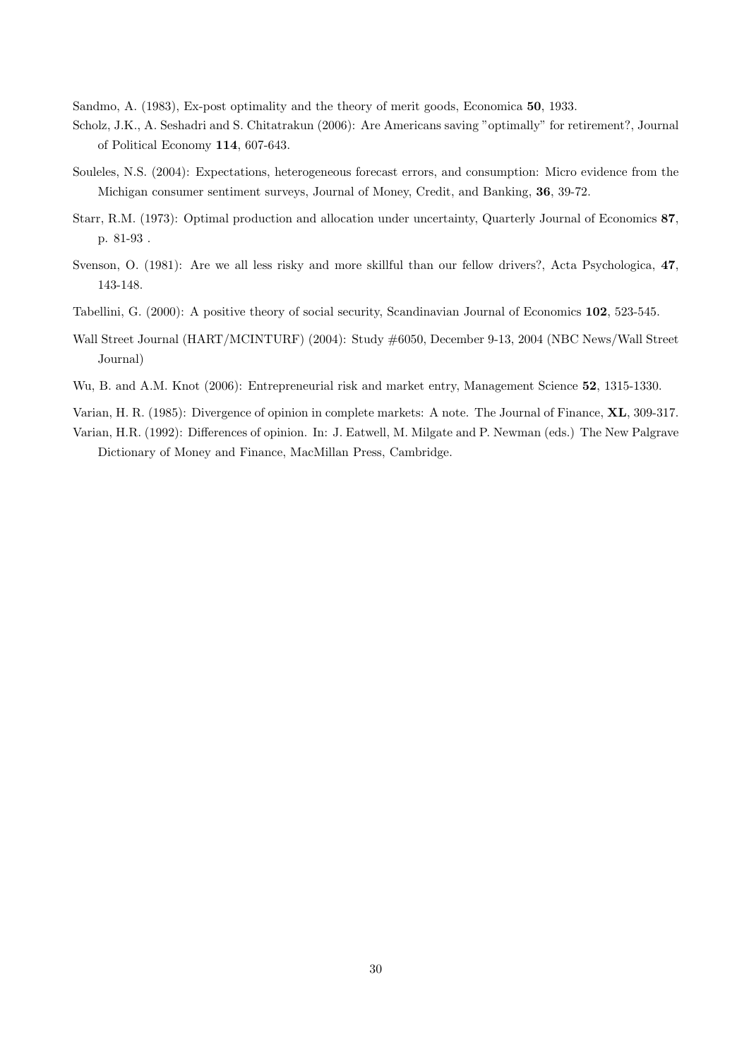Sandmo, A. (1983), Ex-post optimality and the theory of merit goods, Economica **50**, 1933.

Scholz, J.K., A. Seshadri and S. Chitatrakun (2006): Are Americans saving "optimally" for retirement?, Journal of Political Economy **114**, 607-643.

Souleles, N.S. (2004): Expectations, heterogeneous forecast errors, and consumption: Micro evidence from the Michigan consumer sentiment surveys, Journal of Money, Credit, and Banking, **36**, 39-72.

Starr, R.M. (1973): Optimal production and allocation under uncertainty, Quarterly Journal of Economics **87**, p. 81-93 .

Svenson, O. (1981): Are we all less risky and more skillful than our fellow drivers?, Acta Psychologica, **47**, 143-148.

Tabellini, G. (2000): A positive theory of social security, Scandinavian Journal of Economics **102**, 523-545.

Wall Street Journal (HART/MCINTURF) (2004): Study #6050, December 9-13, 2004 (NBC News/Wall Street Journal)

Wu, B. and A.M. Knot (2006): Entrepreneurial risk and market entry, Management Science **52**, 1315-1330.

Varian, H. R. (1985): Divergence of opinion in complete markets: A note. The Journal of Finance, **XL**, 309-317.

Varian, H.R. (1992): Differences of opinion. In: J. Eatwell, M. Milgate and P. Newman (eds.) The New Palgrave Dictionary of Money and Finance, MacMillan Press, Cambridge.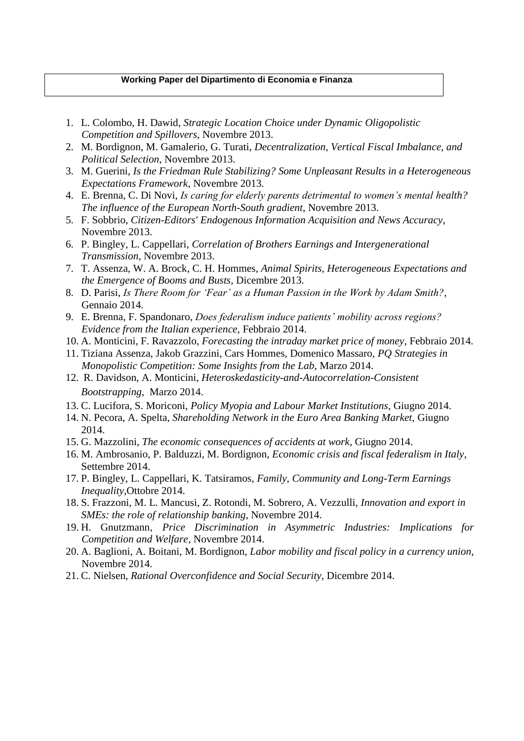**Working Paper del Dipartimento di Economia e Finanza**

1. L. Colombo, H. Dawid, *Strategic Location Choice under Dynamic Oligopolistic Competition and Spillovers*, Novembre 2013.
2. M. Bordignon, M. Gamalerio, G. Turati, *Decentralization, Vertical Fiscal Imbalance, and Political Selection*, Novembre 2013.
3. M. Guerini, *Is the Friedman Rule Stabilizing? Some Unpleasant Results in a Heterogeneous Expectations Framework*, Novembre 2013.
4. E. Brenna, C. Di Novi, *Is caring for elderly parents detrimental to women's mental health? The influence of the European North-South gradient*, Novembre 2013.
5. F. Sobbrio, *Citizen-Editors' Endogenous Information Acquisition and News Accuracy*, Novembre 2013.
6. P. Bingley, L. Cappellari, *Correlation of Brothers Earnings and Intergenerational Transmission*, Novembre 2013.
7. T. Assenza, W. A. Brock, C. H. Hommes, *Animal Spirits, Heterogeneous Expectations and the Emergence of Booms and Busts*, Dicembre 2013.
8. D. Parisi, *Is There Room for 'Fear' as a Human Passion in the Work by Adam Smith?*, Gennaio 2014.
9. E. Brenna, F. Spandonaro, *Does federalism induce patients' mobility across regions? Evidence from the Italian experience*, Febbraio 2014.
10. A. Monticini, F. Ravazzolo, *Forecasting the intraday market price of money*, Febbraio 2014.
11. Tiziana Assenza, Jakob Grazzini, Cars Hommes, Domenico Massaro, *PQ Strategies in Monopolistic Competition: Some Insights from the Lab*, Marzo 2014.
12. R. Davidson, A. Monticini, *Heteroskedasticity-and-Autocorrelation-Consistent Bootstrapping*, Marzo 2014.
13. C. Lucifora, S. Moriconi, *Policy Myopia and Labour Market Institutions*, Giugno 2014.
14. N. Pecora, A. Spelta, *Shareholding Network in the Euro Area Banking Market*, Giugno 2014.
15. G. Mazzolini, *The economic consequences of accidents at work*, Giugno 2014.
16. M. Ambrosanio, P. Balduzzi, M. Bordignon, *Economic crisis and fiscal federalism in Italy*, Settembre 2014.
17. P. Bingley, L. Cappellari, K. Tatsiramos, *Family, Community and Long-Term Earnings Inequality*,Ottobre 2014.
18. S. Frazzoni, M. L. Mancusi, Z. Rotondi, M. Sobrero, A. Vezzulli, *Innovation and export in SMEs: the role of relationship banking*, Novembre 2014.
19. H. Gnutzmann, *Price Discrimination in Asymmetric Industries: Implications for Competition and Welfare*, Novembre 2014.
20. A. Baglioni, A. Boitani, M. Bordignon, *Labor mobility and fiscal policy in a currency union*, Novembre 2014.
21. C. Nielsen, *Rational Overconfidence and Social Security*, Dicembre 2014.